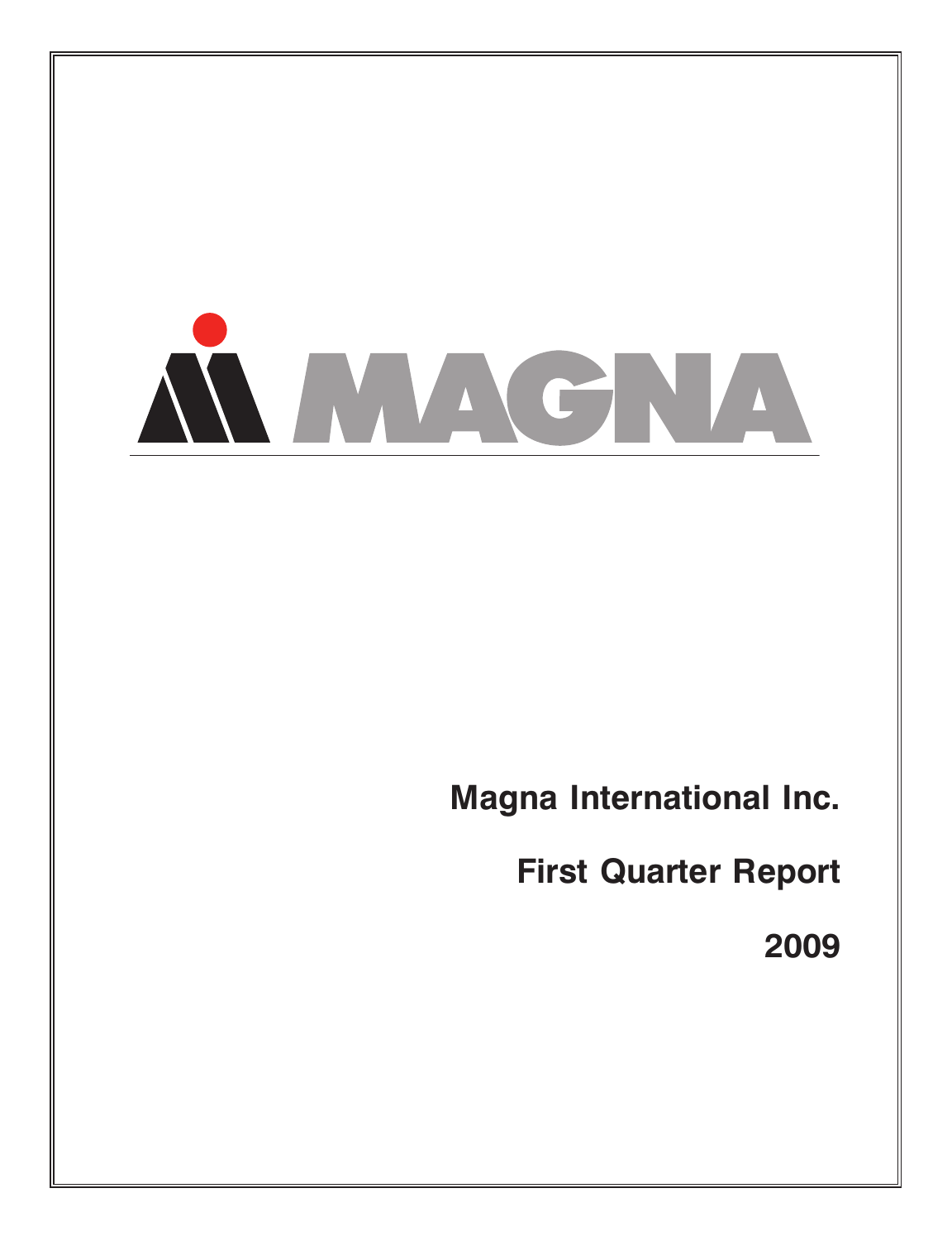# MAGNA

**Magna International Inc.**

**First Quarter Report**

**2009**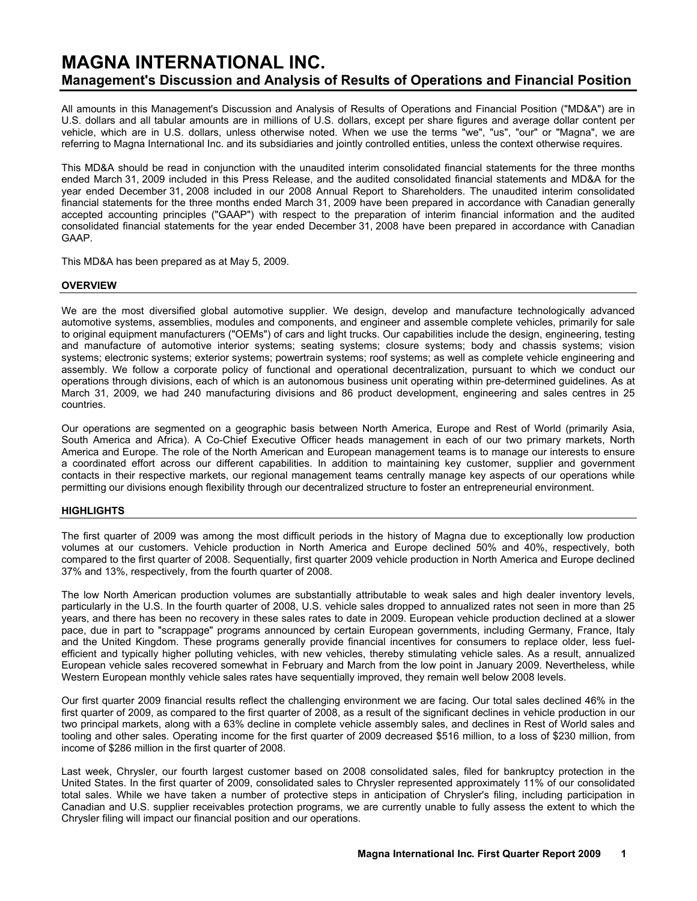# MAGNA INTERNATIONAL INC.

## Management's Discussion and Analysis of Results of Operations and Financial Position

All amounts in this Management's Discussion and Analysis of Results of Operations and Financial Position ("MD&A") are in U.S. dollars and all tabular amounts are in millions of U.S. dollars, except per share figures and average dollar content per vehicle, which are in U.S. dollars, unless otherwise noted. When we use the terms "we", "us", "our" or "Magna", we are referring to Magna International Inc. and its subsidiaries and jointly controlled entities, unless the context otherwise requires.

This MD&A should be read in conjunction with the unaudited interim consolidated financial statements for the three months ended March 31, 2009 included in this Press Release, and the audited consolidated financial statements and MD&A for the year ended December 31, 2008 included in our 2008 Annual Report to Shareholders. The unaudited interim consolidated financial statements for the three months ended March 31, 2009 have been prepared in accordance with Canadian generally accepted accounting principles ("GAAP") with respect to the preparation of interim financial information and the audited consolidated financial statements for the year ended December 31, 2008 have been prepared in accordance with Canadian GAAP.

This MD&A has been prepared as at May 5, 2009.

### OVERVIEW

We are the most diversified global automotive supplier. We design, develop and manufacture technologically advanced automotive systems, assemblies, modules and components, and engineer and assemble complete vehicles, primarily for sale to original equipment manufacturers ("OEMs") of cars and light trucks. Our capabilities include the design, engineering, testing and manufacture of automotive interior systems; seating systems; closure systems; body and chassis systems; vision systems; electronic systems; exterior systems; powertrain systems; roof systems; as well as complete vehicle engineering and assembly. We follow a corporate policy of functional and operational decentralization, pursuant to which we conduct our operations through divisions, each of which is an autonomous business unit operating within pre-determined guidelines. As at March 31, 2009, we had 240 manufacturing divisions and 86 product development, engineering and sales centres in 25 countries.

Our operations are segmented on a geographic basis between North America, Europe and Rest of World (primarily Asia, South America and Africa). A Co-Chief Executive Officer heads management in each of our two primary markets, North America and Europe. The role of the North American and European management teams is to manage our interests to ensure a coordinated effort across our different capabilities. In addition to maintaining key customer, supplier and government contacts in their respective markets, our regional management teams centrally manage key aspects of our operations while permitting our divisions enough flexibility through our decentralized structure to foster an entrepreneurial environment.

### HIGHLIGHTS

The first quarter of 2009 was among the most difficult periods in the history of Magna due to exceptionally low production volumes at our customers. Vehicle production in North America and Europe declined 50% and 40%, respectively, both compared to the first quarter of 2008. Sequentially, first quarter 2009 vehicle production in North America and Europe declined 37% and 13%, respectively, from the fourth quarter of 2008.

The low North American production volumes are substantially attributable to weak sales and high dealer inventory levels, particularly in the U.S. In the fourth quarter of 2008, U.S. vehicle sales dropped to annualized rates not seen in more than 25 years, and there has been no recovery in these sales rates to date in 2009. European vehicle production declined at a slower pace, due in part to "scrappage" programs announced by certain European governments, including Germany, France, Italy and the United Kingdom. These programs generally provide financial incentives for consumers to replace older, less fuel-efficient and typically higher polluting vehicles, with new vehicles, thereby stimulating vehicle sales. As a result, annualized European vehicle sales recovered somewhat in February and March from the low point in January 2009. Nevertheless, while Western European monthly vehicle sales rates have sequentially improved, they remain well below 2008 levels.

Our first quarter 2009 financial results reflect the challenging environment we are facing. Our total sales declined 46% in the first quarter of 2009, as compared to the first quarter of 2008, as a result of the significant declines in vehicle production in our two principal markets, along with a 63% decline in complete vehicle assembly sales, and declines in Rest of World sales and tooling and other sales. Operating income for the first quarter of 2009 decreased $516 million, to a loss of $230 million, from income of $286 million in the first quarter of 2008.

Last week, Chrysler, our fourth largest customer based on 2008 consolidated sales, filed for bankruptcy protection in the United States. In the first quarter of 2009, consolidated sales to Chrysler represented approximately 11% of our consolidated total sales. While we have taken a number of protective steps in anticipation of Chrysler's filing, including participation in Canadian and U.S. supplier receivables protection programs, we are currently unable to fully assess the extent to which the Chrysler filing will impact our financial position and our operations.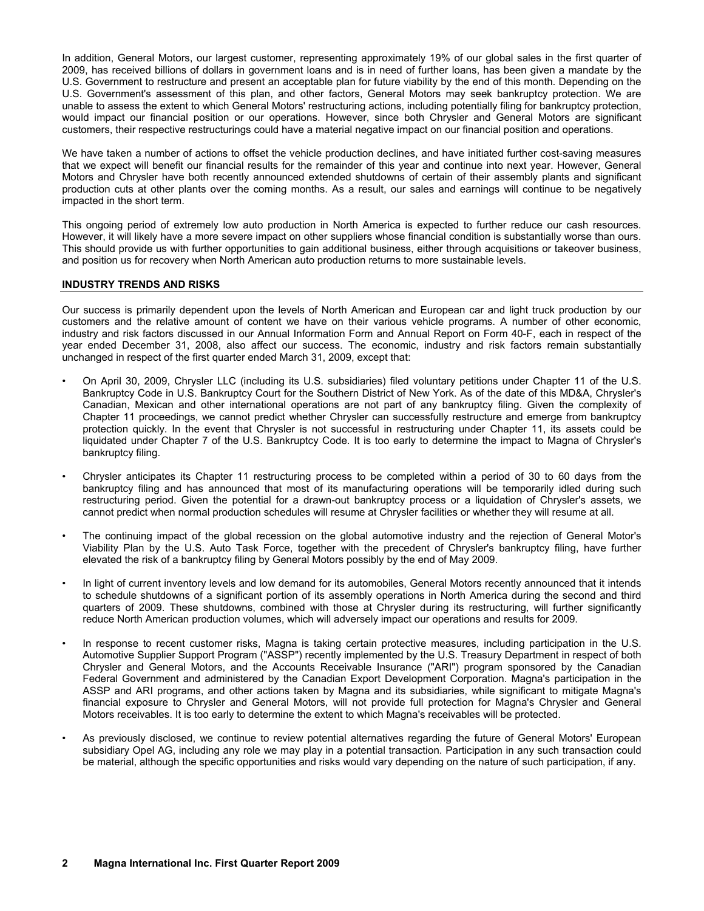In addition, General Motors, our largest customer, representing approximately 19% of our global sales in the first quarter of 2009, has received billions of dollars in government loans and is in need of further loans, has been given a mandate by the U.S. Government to restructure and present an acceptable plan for future viability by the end of this month. Depending on the U.S. Government's assessment of this plan, and other factors, General Motors may seek bankruptcy protection. We are unable to assess the extent to which General Motors' restructuring actions, including potentially filing for bankruptcy protection, would impact our financial position or our operations. However, since both Chrysler and General Motors are significant customers, their respective restructurings could have a material negative impact on our financial position and operations.

We have taken a number of actions to offset the vehicle production declines, and have initiated further cost-saving measures that we expect will benefit our financial results for the remainder of this year and continue into next year. However, General Motors and Chrysler have both recently announced extended shutdowns of certain of their assembly plants and significant production cuts at other plants over the coming months. As a result, our sales and earnings will continue to be negatively impacted in the short term.

This ongoing period of extremely low auto production in North America is expected to further reduce our cash resources. However, it will likely have a more severe impact on other suppliers whose financial condition is substantially worse than ours. This should provide us with further opportunities to gain additional business, either through acquisitions or takeover business, and position us for recovery when North American auto production returns to more sustainable levels.

## INDUSTRY TRENDS AND RISKS

Our success is primarily dependent upon the levels of North American and European car and light truck production by our customers and the relative amount of content we have on their various vehicle programs. A number of other economic, industry and risk factors discussed in our Annual Information Form and Annual Report on Form 40-F, each in respect of the year ended December 31, 2008, also affect our success. The economic, industry and risk factors remain substantially unchanged in respect of the first quarter ended March 31, 2009, except that:

- On April 30, 2009, Chrysler LLC (including its U.S. subsidiaries) filed voluntary petitions under Chapter 11 of the U.S. Bankruptcy Code in U.S. Bankruptcy Court for the Southern District of New York. As of the date of this MD&A, Chrysler's Canadian, Mexican and other international operations are not part of any bankruptcy filing. Given the complexity of Chapter 11 proceedings, we cannot predict whether Chrysler can successfully restructure and emerge from bankruptcy protection quickly. In the event that Chrysler is not successful in restructuring under Chapter 11, its assets could be liquidated under Chapter 7 of the U.S. Bankruptcy Code. It is too early to determine the impact to Magna of Chrysler's bankruptcy filing.
- Chrysler anticipates its Chapter 11 restructuring process to be completed within a period of 30 to 60 days from the bankruptcy filing and has announced that most of its manufacturing operations will be temporarily idled during such restructuring period. Given the potential for a drawn-out bankruptcy process or a liquidation of Chrysler's assets, we cannot predict when normal production schedules will resume at Chrysler facilities or whether they will resume at all.
- The continuing impact of the global recession on the global automotive industry and the rejection of General Motor's Viability Plan by the U.S. Auto Task Force, together with the precedent of Chrysler's bankruptcy filing, have further elevated the risk of a bankruptcy filing by General Motors possibly by the end of May 2009.
- In light of current inventory levels and low demand for its automobiles, General Motors recently announced that it intends to schedule shutdowns of a significant portion of its assembly operations in North America during the second and third quarters of 2009. These shutdowns, combined with those at Chrysler during its restructuring, will further significantly reduce North American production volumes, which will adversely impact our operations and results for 2009.
- In response to recent customer risks, Magna is taking certain protective measures, including participation in the U.S. Automotive Supplier Support Program ("ASSP") recently implemented by the U.S. Treasury Department in respect of both Chrysler and General Motors, and the Accounts Receivable Insurance ("ARI") program sponsored by the Canadian Federal Government and administered by the Canadian Export Development Corporation. Magna's participation in the ASSP and ARI programs, and other actions taken by Magna and its subsidiaries, while significant to mitigate Magna's financial exposure to Chrysler and General Motors, will not provide full protection for Magna's Chrysler and General Motors receivables. It is too early to determine the extent to which Magna's receivables will be protected.
- As previously disclosed, we continue to review potential alternatives regarding the future of General Motors' European subsidiary Opel AG, including any role we may play in a potential transaction. Participation in any such transaction could be material, although the specific opportunities and risks would vary depending on the nature of such participation, if any.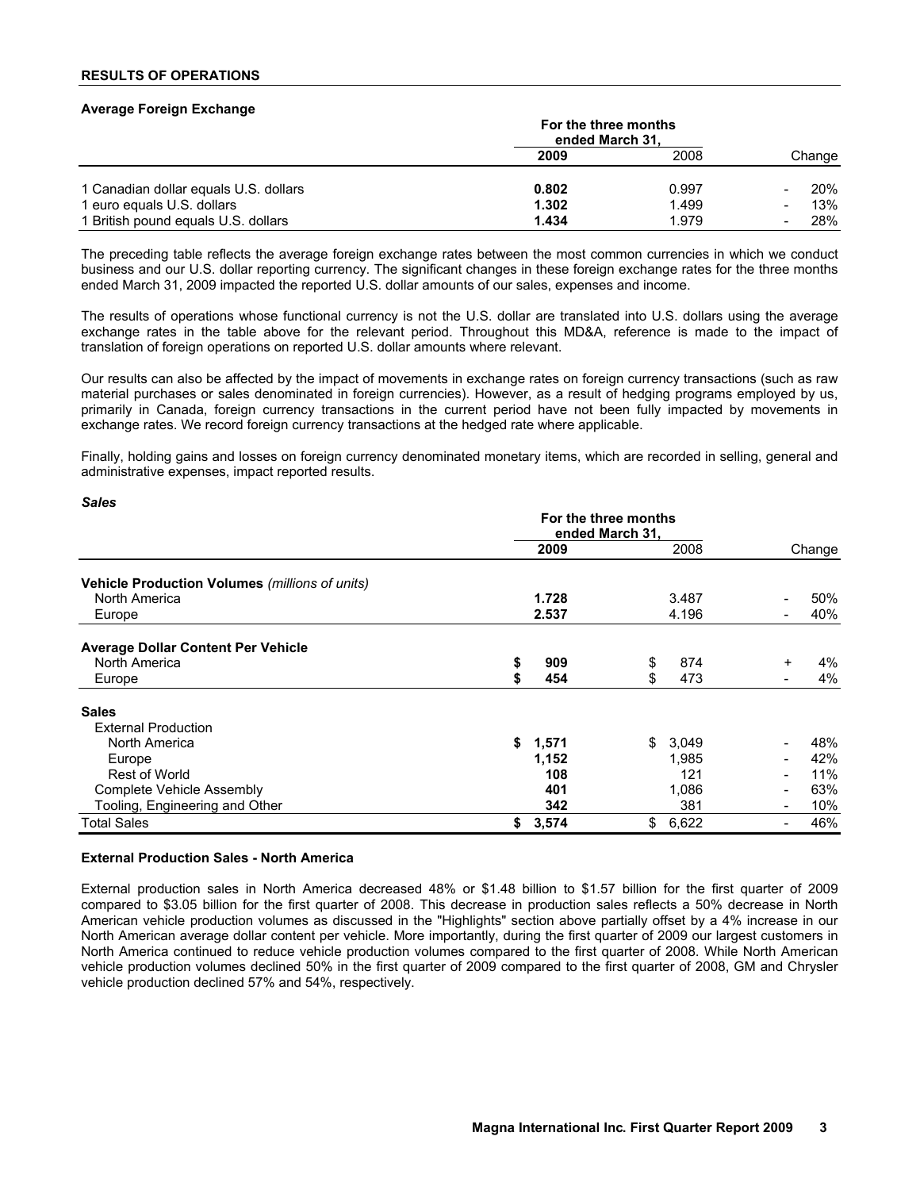## RESULTS OF OPERATIONS

### Average Foreign Exchange

| | For the three months ended March 31, | | |
|---|---|---|---|
| | **2009** | 2008 | Change |
| 1 Canadian dollar equals U.S. dollars | **0.802** | 0.997 | - 20% |
| 1 euro equals U.S. dollars | **1.302** | 1.499 | - 13% |
| 1 British pound equals U.S. dollars | **1.434** | 1.979 | - 28% |

The preceding table reflects the average foreign exchange rates between the most common currencies in which we conduct business and our U.S. dollar reporting currency. The significant changes in these foreign exchange rates for the three months ended March 31, 2009 impacted the reported U.S. dollar amounts of our sales, expenses and income.

The results of operations whose functional currency is not the U.S. dollar are translated into U.S. dollars using the average exchange rates in the table above for the relevant period. Throughout this MD&A, reference is made to the impact of translation of foreign operations on reported U.S. dollar amounts where relevant.

Our results can also be affected by the impact of movements in exchange rates on foreign currency transactions (such as raw material purchases or sales denominated in foreign currencies). However, as a result of hedging programs employed by us, primarily in Canada, foreign currency transactions in the current period have not been fully impacted by movements in exchange rates. We record foreign currency transactions at the hedged rate where applicable.

Finally, holding gains and losses on foreign currency denominated monetary items, which are recorded in selling, general and administrative expenses, impact reported results.

### *Sales*

| | For the three months ended March 31, | | |
|---|---|---|---|
| | **2009** | 2008 | Change |
| **Vehicle Production Volumes** *(millions of units)* | | | |
| North America | **1.728** | 3.487 | - 50% |
| Europe | **2.537** | 4.196 | - 40% |
| **Average Dollar Content Per Vehicle** | | | |
| North America | **$ 909** | $ 874 | + 4% |
| Europe | **$ 454** | $ 473 | - 4% |
| **Sales** | | | |
| External Production | | | |
| North America | **$ 1,571** | $ 3,049 | - 48% |
| Europe | **1,152** | 1,985 | - 42% |
| Rest of World | **108** | 121 | - 11% |
| Complete Vehicle Assembly | **401** | 1,086 | - 63% |
| Tooling, Engineering and Other | **342** | 381 | - 10% |
| Total Sales | **$ 3,574** | $ 6,622 | - 46% |

### External Production Sales - North America

External production sales in North America decreased 48% or $1.48 billion to $1.57 billion for the first quarter of 2009 compared to $3.05 billion for the first quarter of 2008. This decrease in production sales reflects a 50% decrease in North American vehicle production volumes as discussed in the "Highlights" section above partially offset by a 4% increase in our North American average dollar content per vehicle. More importantly, during the first quarter of 2009 our largest customers in North America continued to reduce vehicle production volumes compared to the first quarter of 2008. While North American vehicle production volumes declined 50% in the first quarter of 2009 compared to the first quarter of 2008, GM and Chrysler vehicle production declined 57% and 54%, respectively.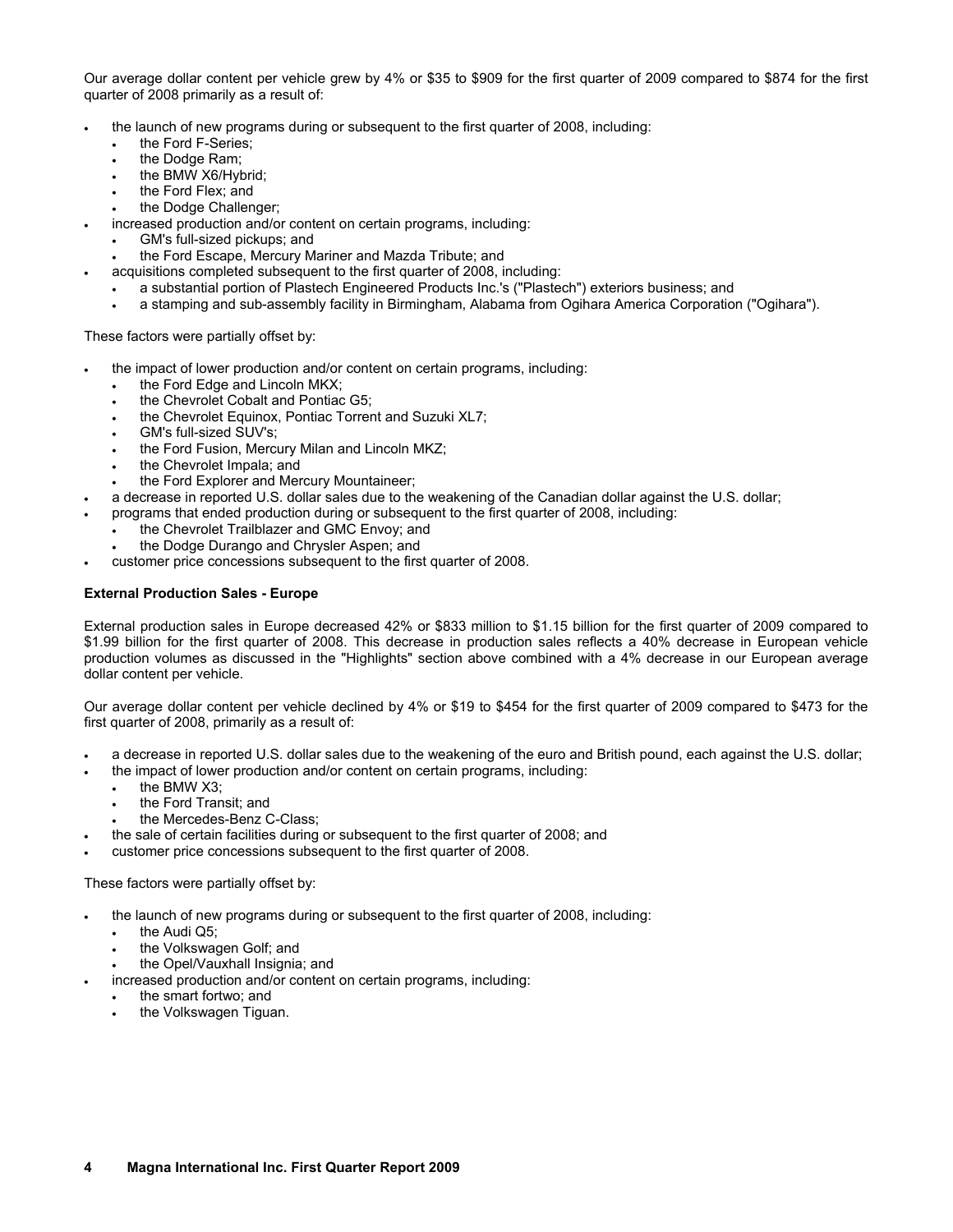Our average dollar content per vehicle grew by 4% or $35 to $909 for the first quarter of 2009 compared to $874 for the first quarter of 2008 primarily as a result of:

- the launch of new programs during or subsequent to the first quarter of 2008, including:
  - the Ford F-Series;
  - the Dodge Ram;
  - the BMW X6/Hybrid;
  - the Ford Flex; and
  - the Dodge Challenger;
- increased production and/or content on certain programs, including:
  - GM's full-sized pickups; and
  - the Ford Escape, Mercury Mariner and Mazda Tribute; and
- acquisitions completed subsequent to the first quarter of 2008, including:
  - a substantial portion of Plastech Engineered Products Inc.'s ("Plastech") exteriors business; and
  - a stamping and sub-assembly facility in Birmingham, Alabama from Ogihara America Corporation ("Ogihara").

These factors were partially offset by:

- the impact of lower production and/or content on certain programs, including:
  - the Ford Edge and Lincoln MKX;
  - the Chevrolet Cobalt and Pontiac G5;
  - the Chevrolet Equinox, Pontiac Torrent and Suzuki XL7;
  - GM's full-sized SUV's;
  - the Ford Fusion, Mercury Milan and Lincoln MKZ;
  - the Chevrolet Impala; and
  - the Ford Explorer and Mercury Mountaineer;
- a decrease in reported U.S. dollar sales due to the weakening of the Canadian dollar against the U.S. dollar;
- programs that ended production during or subsequent to the first quarter of 2008, including:
  - the Chevrolet Trailblazer and GMC Envoy; and
  - the Dodge Durango and Chrysler Aspen; and
- customer price concessions subsequent to the first quarter of 2008.

**External Production Sales - Europe**

External production sales in Europe decreased 42% or $833 million to $1.15 billion for the first quarter of 2009 compared to $1.99 billion for the first quarter of 2008. This decrease in production sales reflects a 40% decrease in European vehicle production volumes as discussed in the "Highlights" section above combined with a 4% decrease in our European average dollar content per vehicle.

Our average dollar content per vehicle declined by 4% or $19 to $454 for the first quarter of 2009 compared to $473 for the first quarter of 2008, primarily as a result of:

- a decrease in reported U.S. dollar sales due to the weakening of the euro and British pound, each against the U.S. dollar;
- the impact of lower production and/or content on certain programs, including:
  - the BMW X3;
  - the Ford Transit; and
  - the Mercedes-Benz C-Class;
- the sale of certain facilities during or subsequent to the first quarter of 2008; and
- customer price concessions subsequent to the first quarter of 2008.

These factors were partially offset by:

- the launch of new programs during or subsequent to the first quarter of 2008, including:
  - the Audi Q5;
  - the Volkswagen Golf; and
  - the Opel/Vauxhall Insignia; and
- increased production and/or content on certain programs, including:
  - the smart fortwo; and
  - the Volkswagen Tiguan.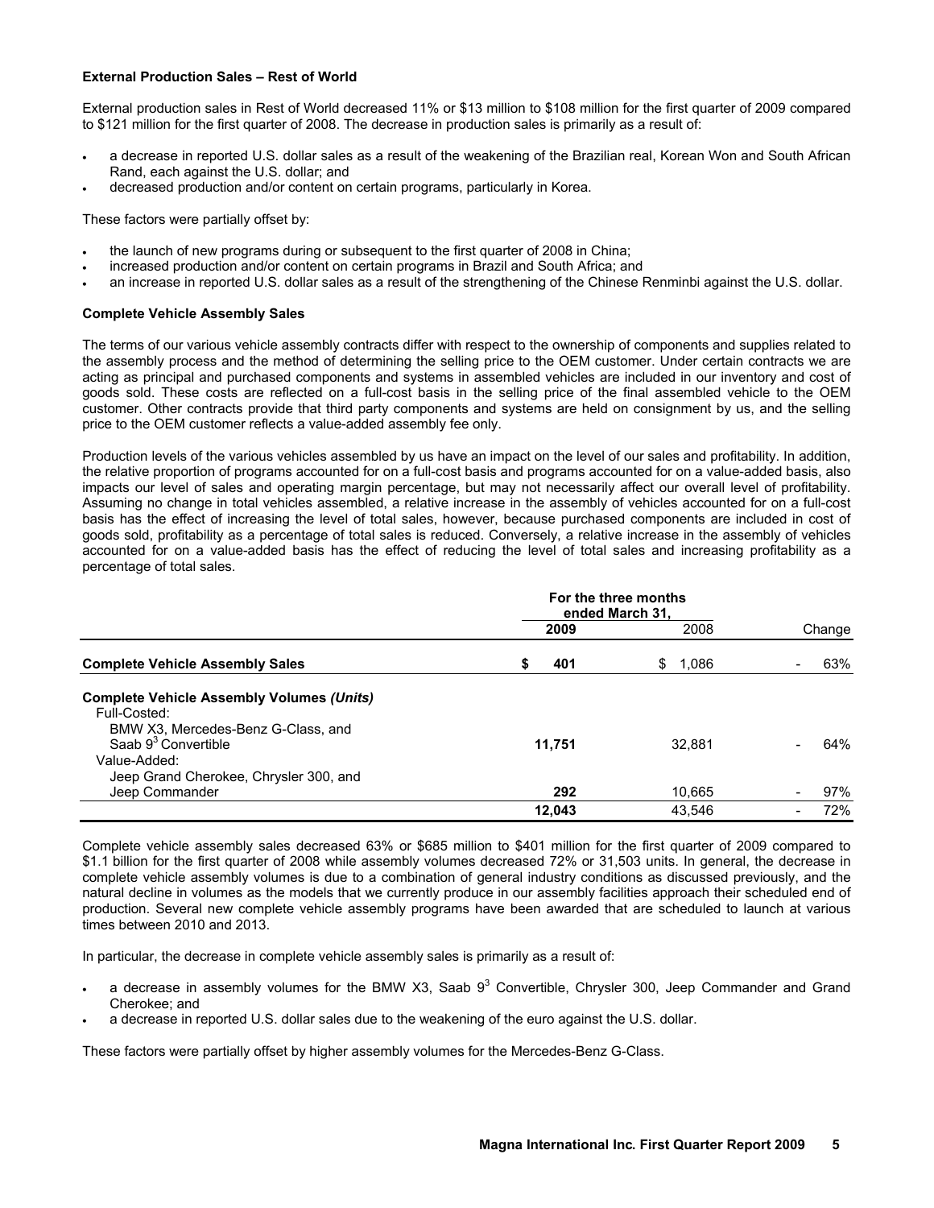**External Production Sales – Rest of World**

External production sales in Rest of World decreased 11% or $13 million to $108 million for the first quarter of 2009 compared to $121 million for the first quarter of 2008. The decrease in production sales is primarily as a result of:

- a decrease in reported U.S. dollar sales as a result of the weakening of the Brazilian real, Korean Won and South African Rand, each against the U.S. dollar; and
- decreased production and/or content on certain programs, particularly in Korea.

These factors were partially offset by:

- the launch of new programs during or subsequent to the first quarter of 2008 in China;
- increased production and/or content on certain programs in Brazil and South Africa; and
- an increase in reported U.S. dollar sales as a result of the strengthening of the Chinese Renminbi against the U.S. dollar.

**Complete Vehicle Assembly Sales**

The terms of our various vehicle assembly contracts differ with respect to the ownership of components and supplies related to the assembly process and the method of determining the selling price to the OEM customer. Under certain contracts we are acting as principal and purchased components and systems in assembled vehicles are included in our inventory and cost of goods sold. These costs are reflected on a full-cost basis in the selling price of the final assembled vehicle to the OEM customer. Other contracts provide that third party components and systems are held on consignment by us, and the selling price to the OEM customer reflects a value-added assembly fee only.

Production levels of the various vehicles assembled by us have an impact on the level of our sales and profitability. In addition, the relative proportion of programs accounted for on a full-cost basis and programs accounted for on a value-added basis, also impacts our level of sales and operating margin percentage, but may not necessarily affect our overall level of profitability. Assuming no change in total vehicles assembled, a relative increase in the assembly of vehicles accounted for on a full-cost basis has the effect of increasing the level of total sales, however, because purchased components are included in cost of goods sold, profitability as a percentage of total sales is reduced. Conversely, a relative increase in the assembly of vehicles accounted for on a value-added basis has the effect of reducing the level of total sales and increasing profitability as a percentage of total sales.

| | For the three months ended March 31, | | |
|---|---|---|---|
| | **2009** | 2008 | Change |
| **Complete Vehicle Assembly Sales** | **$ 401** | $ 1,086 | - 63% |
| **Complete Vehicle Assembly Volumes *(Units)*** | | | |
| Full-Costed: | | | |
| BMW X3, Mercedes-Benz G-Class, and Saab 9[3] Convertible | **11,751** | 32,881 | - 64% |
| Value-Added: | | | |
| Jeep Grand Cherokee, Chrysler 300, and Jeep Commander | **292** | 10,665 | - 97% |
| | **12,043** | 43,546 | - 72% |

Complete vehicle assembly sales decreased 63% or $685 million to $401 million for the first quarter of 2009 compared to $1.1 billion for the first quarter of 2008 while assembly volumes decreased 72% or 31,503 units. In general, the decrease in complete vehicle assembly volumes is due to a combination of general industry conditions as discussed previously, and the natural decline in volumes as the models that we currently produce in our assembly facilities approach their scheduled end of production. Several new complete vehicle assembly programs have been awarded that are scheduled to launch at various times between 2010 and 2013.

In particular, the decrease in complete vehicle assembly sales is primarily as a result of:

- a decrease in assembly volumes for the BMW X3, Saab 9[3] Convertible, Chrysler 300, Jeep Commander and Grand Cherokee; and
- a decrease in reported U.S. dollar sales due to the weakening of the euro against the U.S. dollar.

These factors were partially offset by higher assembly volumes for the Mercedes-Benz G-Class.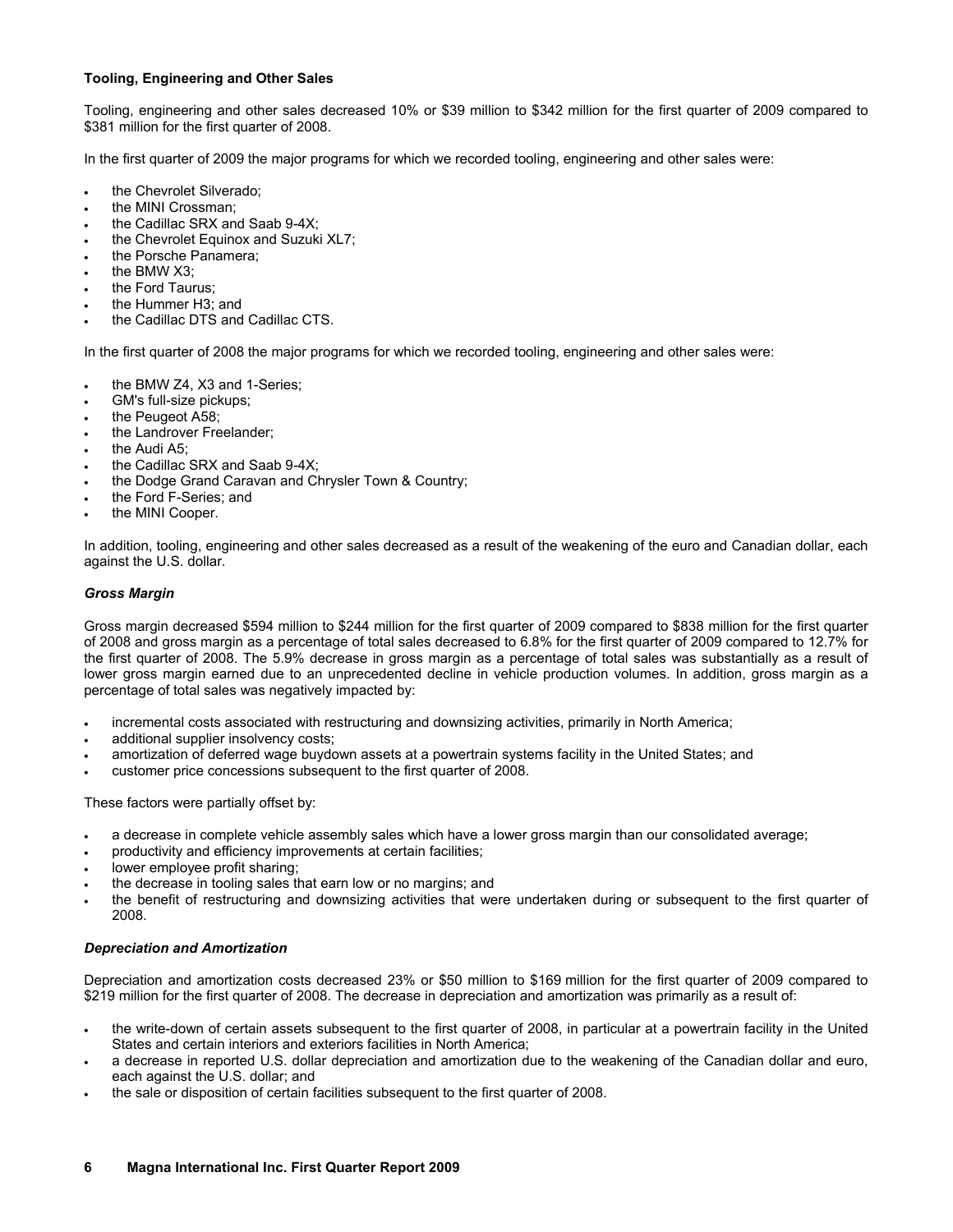**Tooling, Engineering and Other Sales**

Tooling, engineering and other sales decreased 10% or $39 million to $342 million for the first quarter of 2009 compared to $381 million for the first quarter of 2008.

In the first quarter of 2009 the major programs for which we recorded tooling, engineering and other sales were:

- the Chevrolet Silverado;
- the MINI Crossman;
- the Cadillac SRX and Saab 9-4X;
- the Chevrolet Equinox and Suzuki XL7;
- the Porsche Panamera;
- the BMW X3;
- the Ford Taurus;
- the Hummer H3; and
- the Cadillac DTS and Cadillac CTS.

In the first quarter of 2008 the major programs for which we recorded tooling, engineering and other sales were:

- the BMW Z4, X3 and 1-Series;
- GM's full-size pickups;
- the Peugeot A58;
- the Landrover Freelander;
- the Audi A5;
- the Cadillac SRX and Saab 9-4X;
- the Dodge Grand Caravan and Chrysler Town & Country;
- the Ford F-Series; and
- the MINI Cooper.

In addition, tooling, engineering and other sales decreased as a result of the weakening of the euro and Canadian dollar, each against the U.S. dollar.

***Gross Margin***

Gross margin decreased $594 million to $244 million for the first quarter of 2009 compared to $838 million for the first quarter of 2008 and gross margin as a percentage of total sales decreased to 6.8% for the first quarter of 2009 compared to 12.7% for the first quarter of 2008. The 5.9% decrease in gross margin as a percentage of total sales was substantially as a result of lower gross margin earned due to an unprecedented decline in vehicle production volumes. In addition, gross margin as a percentage of total sales was negatively impacted by:

- incremental costs associated with restructuring and downsizing activities, primarily in North America;
- additional supplier insolvency costs;
- amortization of deferred wage buydown assets at a powertrain systems facility in the United States; and
- customer price concessions subsequent to the first quarter of 2008.

These factors were partially offset by:

- a decrease in complete vehicle assembly sales which have a lower gross margin than our consolidated average;
- productivity and efficiency improvements at certain facilities;
- lower employee profit sharing;
- the decrease in tooling sales that earn low or no margins; and
- the benefit of restructuring and downsizing activities that were undertaken during or subsequent to the first quarter of 2008.

***Depreciation and Amortization***

Depreciation and amortization costs decreased 23% or $50 million to $169 million for the first quarter of 2009 compared to $219 million for the first quarter of 2008. The decrease in depreciation and amortization was primarily as a result of:

- the write-down of certain assets subsequent to the first quarter of 2008, in particular at a powertrain facility in the United States and certain interiors and exteriors facilities in North America;
- a decrease in reported U.S. dollar depreciation and amortization due to the weakening of the Canadian dollar and euro, each against the U.S. dollar; and
- the sale or disposition of certain facilities subsequent to the first quarter of 2008.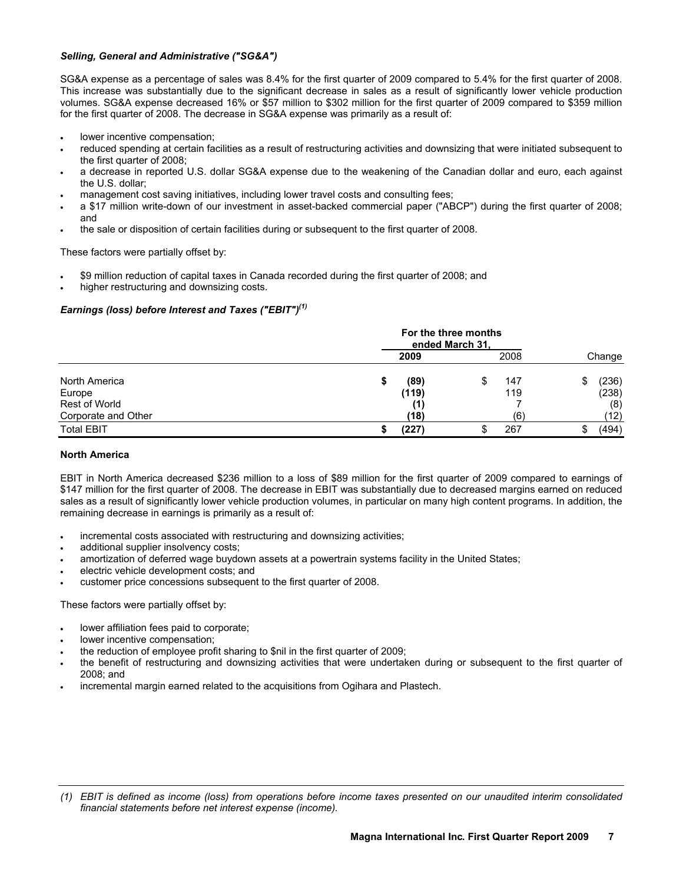### *Selling, General and Administrative ("SG&A")*

SG&A expense as a percentage of sales was 8.4% for the first quarter of 2009 compared to 5.4% for the first quarter of 2008. This increase was substantially due to the significant decrease in sales as a result of significantly lower vehicle production volumes. SG&A expense decreased 16% or $57 million to $302 million for the first quarter of 2009 compared to $359 million for the first quarter of 2008. The decrease in SG&A expense was primarily as a result of:

- lower incentive compensation;
- reduced spending at certain facilities as a result of restructuring activities and downsizing that were initiated subsequent to the first quarter of 2008;
- a decrease in reported U.S. dollar SG&A expense due to the weakening of the Canadian dollar and euro, each against the U.S. dollar;
- management cost saving initiatives, including lower travel costs and consulting fees;
- a $17 million write-down of our investment in asset-backed commercial paper ("ABCP") during the first quarter of 2008; and
- the sale or disposition of certain facilities during or subsequent to the first quarter of 2008.

These factors were partially offset by:

- $9 million reduction of capital taxes in Canada recorded during the first quarter of 2008; and
- higher restructuring and downsizing costs.

### *Earnings (loss) before Interest and Taxes ("EBIT")*[1]

| | For the three months ended March 31, | | |
|---|---|---|---|
| | **2009** | 2008 | Change |
| North America | **$ (89)** | $ 147 | $ (236) |
| Europe | **(119)** | 119 | (238) |
| Rest of World | **(1)** | 7 | (8) |
| Corporate and Other | **(18)** | (6) | (12) |
| Total EBIT | **$ (227)** | $ 267 | $ (494) |

**North America**

EBIT in North America decreased $236 million to a loss of $89 million for the first quarter of 2009 compared to earnings of $147 million for the first quarter of 2008. The decrease in EBIT was substantially due to decreased margins earned on reduced sales as a result of significantly lower vehicle production volumes, in particular on many high content programs. In addition, the remaining decrease in earnings is primarily as a result of:

- incremental costs associated with restructuring and downsizing activities;
- additional supplier insolvency costs;
- amortization of deferred wage buydown assets at a powertrain systems facility in the United States;
- electric vehicle development costs; and
- customer price concessions subsequent to the first quarter of 2008.

These factors were partially offset by:

- lower affiliation fees paid to corporate;
- lower incentive compensation;
- the reduction of employee profit sharing to $nil in the first quarter of 2009;
- the benefit of restructuring and downsizing activities that were undertaken during or subsequent to the first quarter of 2008; and
- incremental margin earned related to the acquisitions from Ogihara and Plastech.

---

*(1) EBIT is defined as income (loss) from operations before income taxes presented on our unaudited interim consolidated financial statements before net interest expense (income).*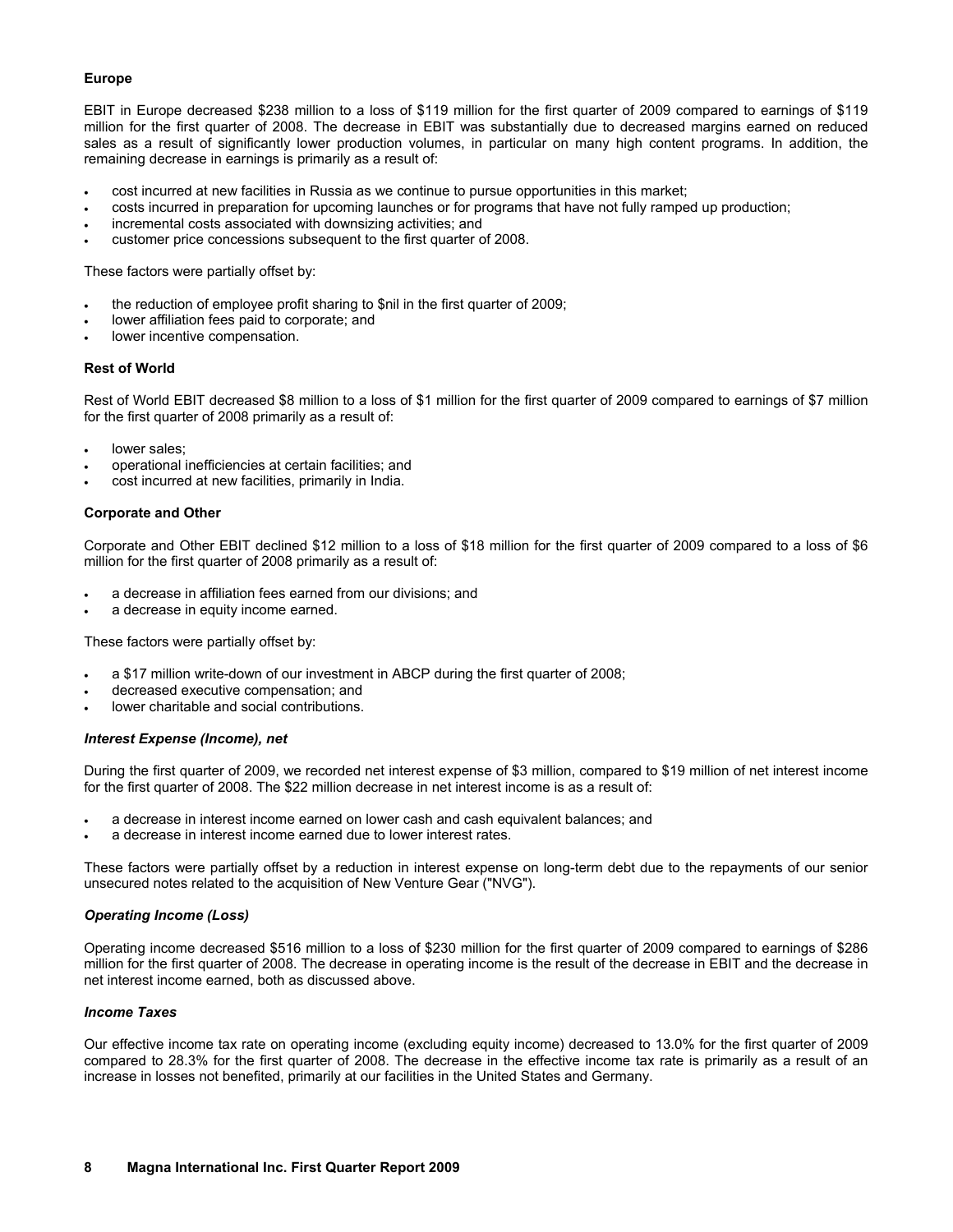**Europe**

EBIT in Europe decreased $238 million to a loss of $119 million for the first quarter of 2009 compared to earnings of $119 million for the first quarter of 2008. The decrease in EBIT was substantially due to decreased margins earned on reduced sales as a result of significantly lower production volumes, in particular on many high content programs. In addition, the remaining decrease in earnings is primarily as a result of:

- cost incurred at new facilities in Russia as we continue to pursue opportunities in this market;
- costs incurred in preparation for upcoming launches or for programs that have not fully ramped up production;
- incremental costs associated with downsizing activities; and
- customer price concessions subsequent to the first quarter of 2008.

These factors were partially offset by:

- the reduction of employee profit sharing to $nil in the first quarter of 2009;
- lower affiliation fees paid to corporate; and
- lower incentive compensation.

**Rest of World**

Rest of World EBIT decreased $8 million to a loss of $1 million for the first quarter of 2009 compared to earnings of $7 million for the first quarter of 2008 primarily as a result of:

- lower sales;
- operational inefficiencies at certain facilities; and
- cost incurred at new facilities, primarily in India.

**Corporate and Other**

Corporate and Other EBIT declined $12 million to a loss of $18 million for the first quarter of 2009 compared to a loss of $6 million for the first quarter of 2008 primarily as a result of:

- a decrease in affiliation fees earned from our divisions; and
- a decrease in equity income earned.

These factors were partially offset by:

- a $17 million write-down of our investment in ABCP during the first quarter of 2008;
- decreased executive compensation; and
- lower charitable and social contributions.

***Interest Expense (Income), net***

During the first quarter of 2009, we recorded net interest expense of $3 million, compared to $19 million of net interest income for the first quarter of 2008. The $22 million decrease in net interest income is as a result of:

- a decrease in interest income earned on lower cash and cash equivalent balances; and
- a decrease in interest income earned due to lower interest rates.

These factors were partially offset by a reduction in interest expense on long-term debt due to the repayments of our senior unsecured notes related to the acquisition of New Venture Gear ("NVG").

***Operating Income (Loss)***

Operating income decreased $516 million to a loss of $230 million for the first quarter of 2009 compared to earnings of $286 million for the first quarter of 2008. The decrease in operating income is the result of the decrease in EBIT and the decrease in net interest income earned, both as discussed above.

***Income Taxes***

Our effective income tax rate on operating income (excluding equity income) decreased to 13.0% for the first quarter of 2009 compared to 28.3% for the first quarter of 2008. The decrease in the effective income tax rate is primarily as a result of an increase in losses not benefited, primarily at our facilities in the United States and Germany.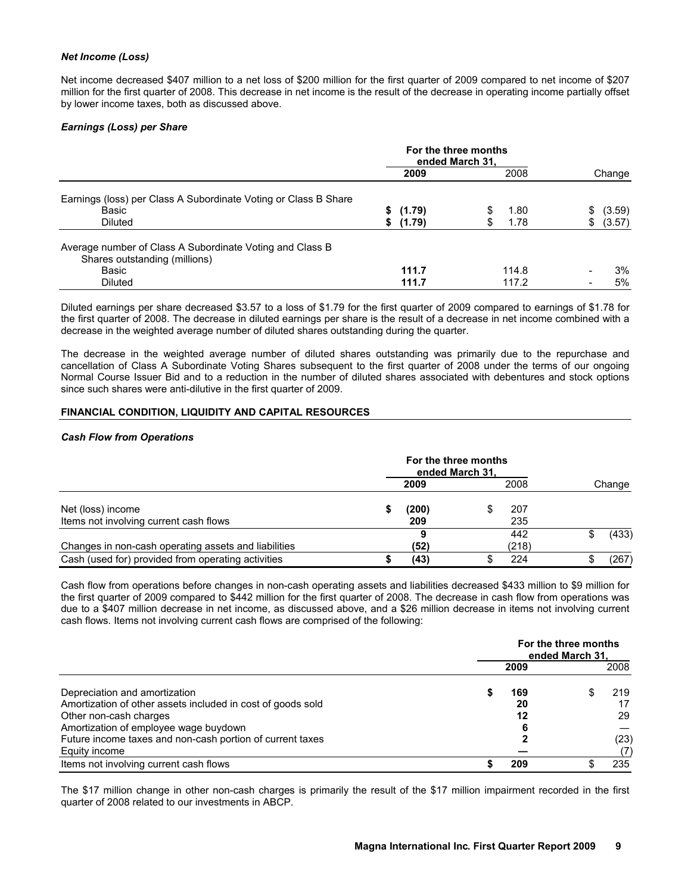***Net Income (Loss)***

Net income decreased $407 million to a net loss of $200 million for the first quarter of 2009 compared to net income of $207 million for the first quarter of 2008. This decrease in net income is the result of the decrease in operating income partially offset by lower income taxes, both as discussed above.

***Earnings (Loss) per Share***

| | For the three months ended March 31, | | |
|---|---|---|---|
| | **2009** | 2008 | Change |
| Earnings (loss) per Class A Subordinate Voting or Class B Share | | | |
| Basic | **$ (1.79)** | $ 1.80 | $ (3.59) |
| Diluted | **$ (1.79)** | $ 1.78 | $ (3.57) |
| Average number of Class A Subordinate Voting and Class B Shares outstanding (millions) | | | |
| Basic | **111.7** | 114.8 | - 3% |
| Diluted | **111.7** | 117.2 | - 5% |

Diluted earnings per share decreased $3.57 to a loss of $1.79 for the first quarter of 2009 compared to earnings of $1.78 for the first quarter of 2008. The decrease in diluted earnings per share is the result of a decrease in net income combined with a decrease in the weighted average number of diluted shares outstanding during the quarter.

The decrease in the weighted average number of diluted shares outstanding was primarily due to the repurchase and cancellation of Class A Subordinate Voting Shares subsequent to the first quarter of 2008 under the terms of our ongoing Normal Course Issuer Bid and to a reduction in the number of diluted shares associated with debentures and stock options since such shares were anti-dilutive in the first quarter of 2009.

**FINANCIAL CONDITION, LIQUIDITY AND CAPITAL RESOURCES**

***Cash Flow from Operations***

| | For the three months ended March 31, | | |
|---|---|---|---|
| | **2009** | 2008 | Change |
| Net (loss) income | **$ (200)** | $ 207 | |
| Items not involving current cash flows | **209** | 235 | |
| | **9** | 442 | $ (433) |
| Changes in non-cash operating assets and liabilities | **(52)** | (218) | |
| Cash (used for) provided from operating activities | **$ (43)** | $ 224 | $ (267) |

Cash flow from operations before changes in non-cash operating assets and liabilities decreased $433 million to $9 million for the first quarter of 2009 compared to $442 million for the first quarter of 2008. The decrease in cash flow from operations was due to a $407 million decrease in net income, as discussed above, and a $26 million decrease in items not involving current cash flows. Items not involving current cash flows are comprised of the following:

| | For the three months ended March 31, | |
|---|---|---|
| | **2009** | 2008 |
| Depreciation and amortization | **$ 169** | $ 219 |
| Amortization of other assets included in cost of goods sold | **20** | 17 |
| Other non-cash charges | **12** | 29 |
| Amortization of employee wage buydown | **6** | — |
| Future income taxes and non-cash portion of current taxes | **2** | (23) |
| Equity income | **—** | (7) |
| Items not involving current cash flows | **$ 209** | $ 235 |

The $17 million change in other non-cash charges is primarily the result of the $17 million impairment recorded in the first quarter of 2008 related to our investments in ABCP.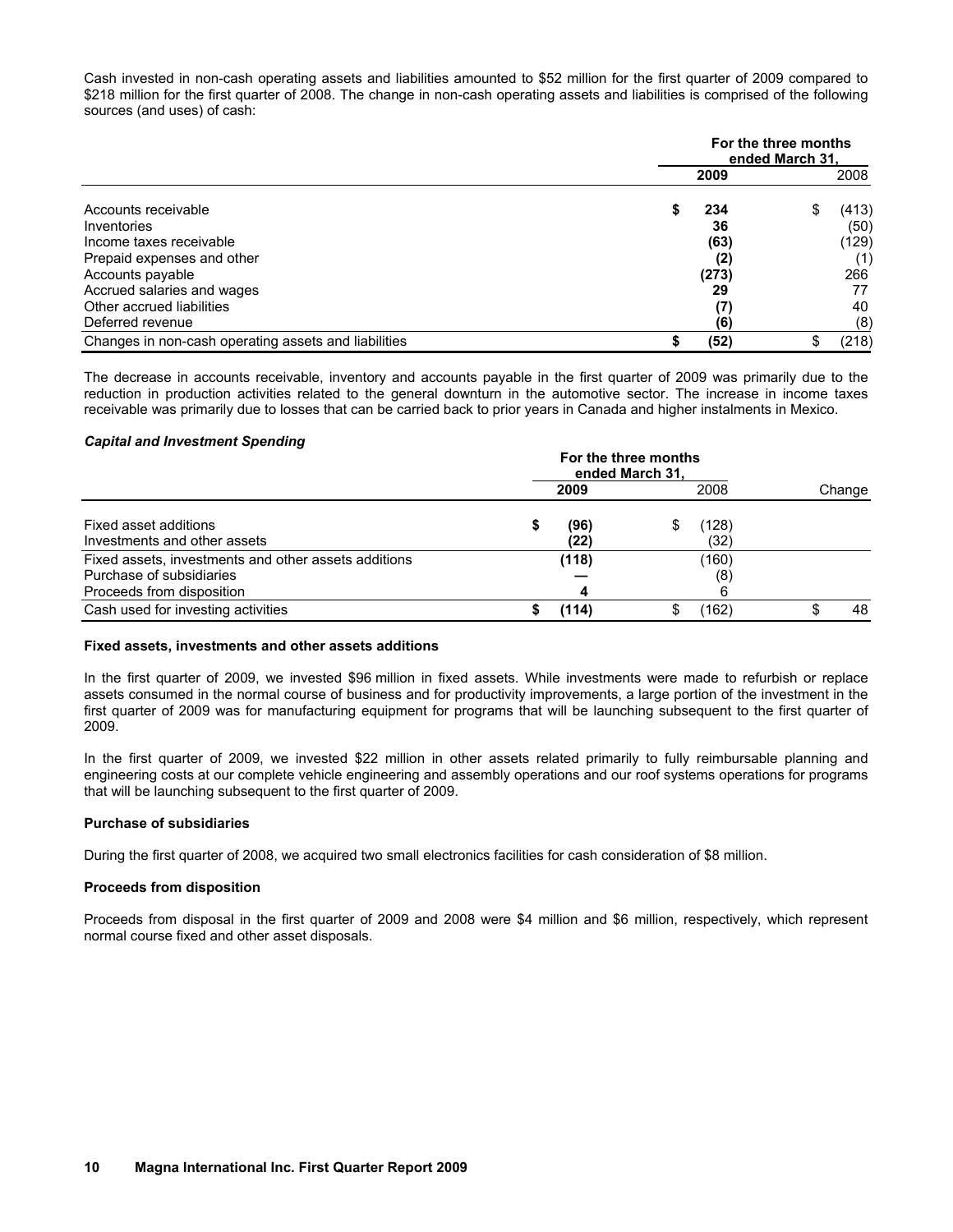Cash invested in non-cash operating assets and liabilities amounted to $52 million for the first quarter of 2009 compared to $218 million for the first quarter of 2008. The change in non-cash operating assets and liabilities is comprised of the following sources (and uses) of cash:

| | For the three months ended March 31, | |
|---|---|---|
| | **2009** | 2008 |
| Accounts receivable | **$ 234** | $ (413) |
| Inventories | **36** | (50) |
| Income taxes receivable | **(63)** | (129) |
| Prepaid expenses and other | **(2)** | (1) |
| Accounts payable | **(273)** | 266 |
| Accrued salaries and wages | **29** | 77 |
| Other accrued liabilities | **(7)** | 40 |
| Deferred revenue | **(6)** | (8) |
| Changes in non-cash operating assets and liabilities | **$ (52)** | $ (218) |

The decrease in accounts receivable, inventory and accounts payable in the first quarter of 2009 was primarily due to the reduction in production activities related to the general downturn in the automotive sector. The increase in income taxes receivable was primarily due to losses that can be carried back to prior years in Canada and higher instalments in Mexico.

***Capital and Investment Spending***

| | For the three months ended March 31, | | |
|---|---|---|---|
| | **2009** | 2008 | Change |
| Fixed asset additions | **$ (96)** | $ (128) | |
| Investments and other assets | **(22)** | (32) | |
| Fixed assets, investments and other assets additions | **(118)** | (160) | |
| Purchase of subsidiaries | **—** | (8) | |
| Proceeds from disposition | **4** | 6 | |
| Cash used for investing activities | **$ (114)** | $ (162) | $ 48 |

**Fixed assets, investments and other assets additions**

In the first quarter of 2009, we invested $96 million in fixed assets. While investments were made to refurbish or replace assets consumed in the normal course of business and for productivity improvements, a large portion of the investment in the first quarter of 2009 was for manufacturing equipment for programs that will be launching subsequent to the first quarter of 2009.

In the first quarter of 2009, we invested $22 million in other assets related primarily to fully reimbursable planning and engineering costs at our complete vehicle engineering and assembly operations and our roof systems operations for programs that will be launching subsequent to the first quarter of 2009.

**Purchase of subsidiaries**

During the first quarter of 2008, we acquired two small electronics facilities for cash consideration of $8 million.

**Proceeds from disposition**

Proceeds from disposal in the first quarter of 2009 and 2008 were $4 million and $6 million, respectively, which represent normal course fixed and other asset disposals.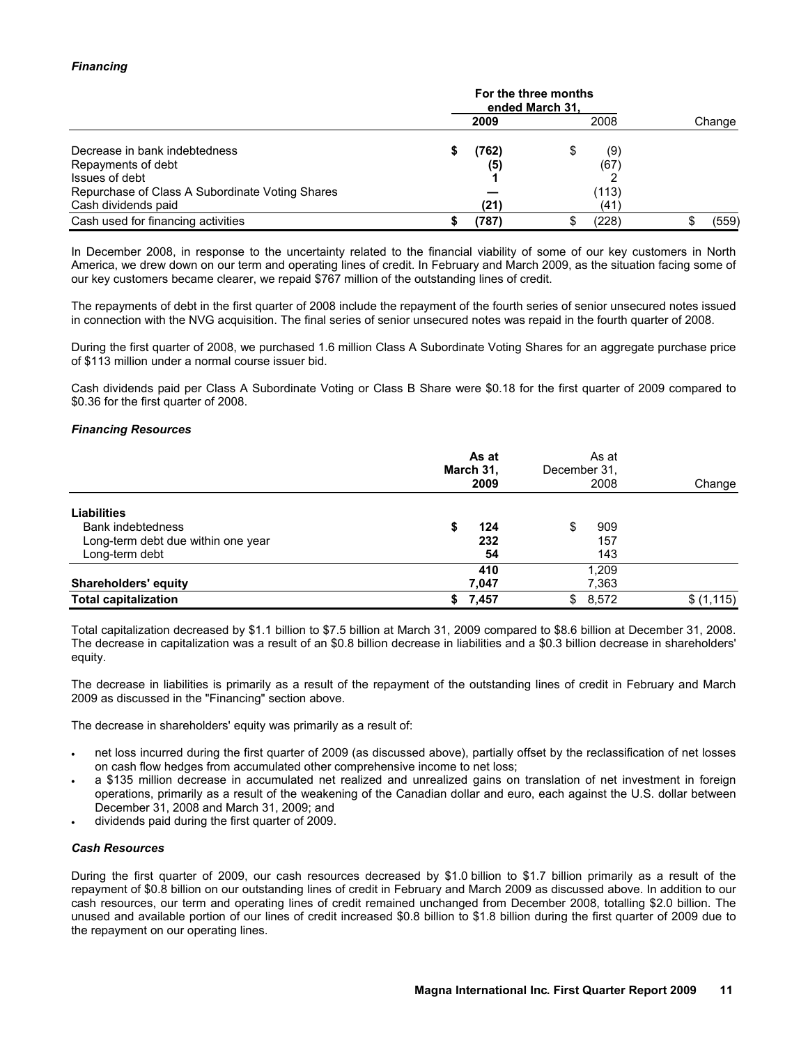***Financing***

| | For the three months ended March 31, | | |
|---|---|---|---|
| | **2009** | 2008 | Change |
| Decrease in bank indebtedness | **$ (762)** | $ (9) | |
| Repayments of debt | **(5)** | (67) | |
| Issues of debt | **1** | 2 | |
| Repurchase of Class A Subordinate Voting Shares | **—** | (113) | |
| Cash dividends paid | **(21)** | (41) | |
| Cash used for financing activities | **$ (787)** | $ (228) | $ (559) |

In December 2008, in response to the uncertainty related to the financial viability of some of our key customers in North America, we drew down on our term and operating lines of credit. In February and March 2009, as the situation facing some of our key customers became clearer, we repaid $767 million of the outstanding lines of credit.

The repayments of debt in the first quarter of 2008 include the repayment of the fourth series of senior unsecured notes issued in connection with the NVG acquisition. The final series of senior unsecured notes was repaid in the fourth quarter of 2008.

During the first quarter of 2008, we purchased 1.6 million Class A Subordinate Voting Shares for an aggregate purchase price of $113 million under a normal course issuer bid.

Cash dividends paid per Class A Subordinate Voting or Class B Share were $0.18 for the first quarter of 2009 compared to $0.36 for the first quarter of 2008.

***Financing Resources***

| | **As at March 31, 2009** | As at December 31, 2008 | Change |
|---|---|---|---|
| **Liabilities** | | | |
| Bank indebtedness | **$ 124** | $ 909 | |
| Long-term debt due within one year | **232** | 157 | |
| Long-term debt | **54** | 143 | |
| | **410** | 1,209 | |
| **Shareholders' equity** | **7,047** | 7,363 | |
| **Total capitalization** | **$ 7,457** | $ 8,572 | $ (1,115) |

Total capitalization decreased by $1.1 billion to $7.5 billion at March 31, 2009 compared to $8.6 billion at December 31, 2008. The decrease in capitalization was a result of an $0.8 billion decrease in liabilities and a $0.3 billion decrease in shareholders' equity.

The decrease in liabilities is primarily as a result of the repayment of the outstanding lines of credit in February and March 2009 as discussed in the "Financing" section above.

The decrease in shareholders' equity was primarily as a result of:

- net loss incurred during the first quarter of 2009 (as discussed above), partially offset by the reclassification of net losses on cash flow hedges from accumulated other comprehensive income to net loss;
- a $135 million decrease in accumulated net realized and unrealized gains on translation of net investment in foreign operations, primarily as a result of the weakening of the Canadian dollar and euro, each against the U.S. dollar between December 31, 2008 and March 31, 2009; and
- dividends paid during the first quarter of 2009.

***Cash Resources***

During the first quarter of 2009, our cash resources decreased by $1.0 billion to $1.7 billion primarily as a result of the repayment of $0.8 billion on our outstanding lines of credit in February and March 2009 as discussed above. In addition to our cash resources, our term and operating lines of credit remained unchanged from December 2008, totalling $2.0 billion. The unused and available portion of our lines of credit increased $0.8 billion to $1.8 billion during the first quarter of 2009 due to the repayment on our operating lines.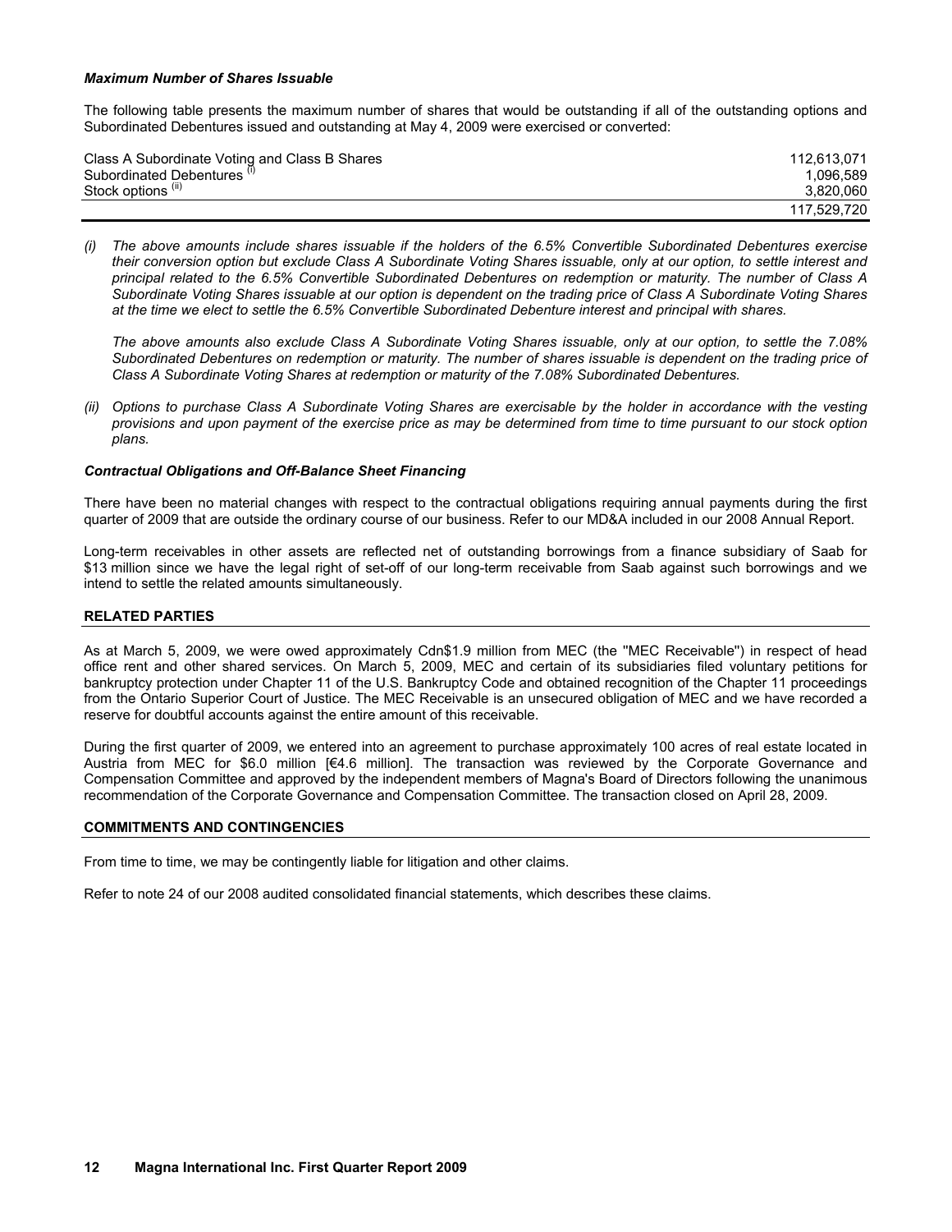### *Maximum Number of Shares Issuable*

The following table presents the maximum number of shares that would be outstanding if all of the outstanding options and Subordinated Debentures issued and outstanding at May 4, 2009 were exercised or converted:

| | |
|---|---|
| Class A Subordinate Voting and Class B Shares | 112,613,071 |
| Subordinated Debentures (i) | 1,096,589 |
| Stock options (ii) | 3,820,060 |
| | 117,529,720 |

*(i) The above amounts include shares issuable if the holders of the 6.5% Convertible Subordinated Debentures exercise their conversion option but exclude Class A Subordinate Voting Shares issuable, only at our option, to settle interest and principal related to the 6.5% Convertible Subordinated Debentures on redemption or maturity. The number of Class A Subordinate Voting Shares issuable at our option is dependent on the trading price of Class A Subordinate Voting Shares at the time we elect to settle the 6.5% Convertible Subordinated Debenture interest and principal with shares.*

*The above amounts also exclude Class A Subordinate Voting Shares issuable, only at our option, to settle the 7.08% Subordinated Debentures on redemption or maturity. The number of shares issuable is dependent on the trading price of Class A Subordinate Voting Shares at redemption or maturity of the 7.08% Subordinated Debentures.*

*(ii) Options to purchase Class A Subordinate Voting Shares are exercisable by the holder in accordance with the vesting provisions and upon payment of the exercise price as may be determined from time to time pursuant to our stock option plans.*

### *Contractual Obligations and Off-Balance Sheet Financing*

There have been no material changes with respect to the contractual obligations requiring annual payments during the first quarter of 2009 that are outside the ordinary course of our business. Refer to our MD&A included in our 2008 Annual Report.

Long-term receivables in other assets are reflected net of outstanding borrowings from a finance subsidiary of Saab for $13 million since we have the legal right of set-off of our long-term receivable from Saab against such borrowings and we intend to settle the related amounts simultaneously.

## RELATED PARTIES

As at March 5, 2009, we were owed approximately Cdn$1.9 million from MEC (the "MEC Receivable") in respect of head office rent and other shared services. On March 5, 2009, MEC and certain of its subsidiaries filed voluntary petitions for bankruptcy protection under Chapter 11 of the U.S. Bankruptcy Code and obtained recognition of the Chapter 11 proceedings from the Ontario Superior Court of Justice. The MEC Receivable is an unsecured obligation of MEC and we have recorded a reserve for doubtful accounts against the entire amount of this receivable.

During the first quarter of 2009, we entered into an agreement to purchase approximately 100 acres of real estate located in Austria from MEC for $6.0 million [€4.6 million]. The transaction was reviewed by the Corporate Governance and Compensation Committee and approved by the independent members of Magna's Board of Directors following the unanimous recommendation of the Corporate Governance and Compensation Committee. The transaction closed on April 28, 2009.

## COMMITMENTS AND CONTINGENCIES

From time to time, we may be contingently liable for litigation and other claims.

Refer to note 24 of our 2008 audited consolidated financial statements, which describes these claims.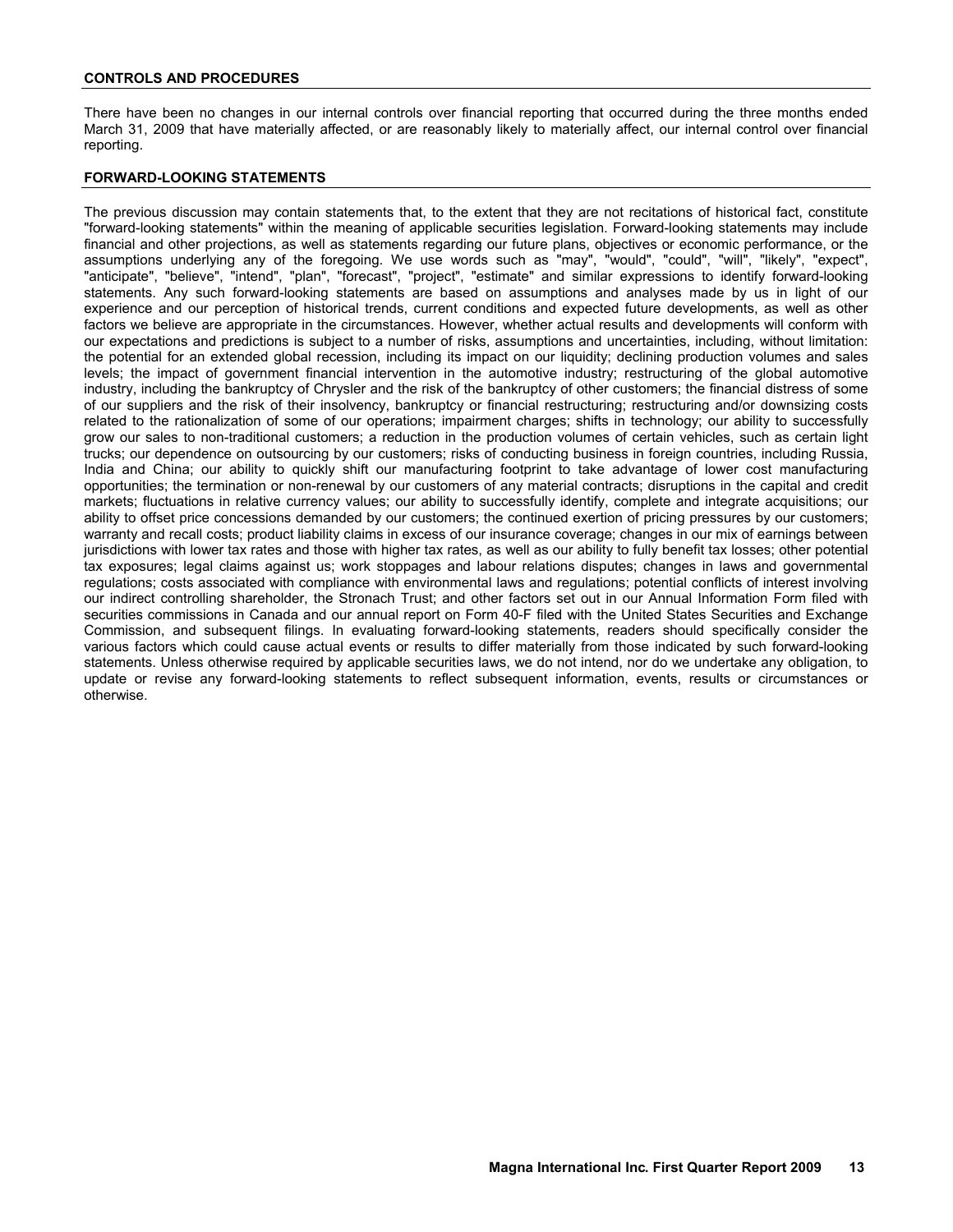## CONTROLS AND PROCEDURES

There have been no changes in our internal controls over financial reporting that occurred during the three months ended March 31, 2009 that have materially affected, or are reasonably likely to materially affect, our internal control over financial reporting.

## FORWARD-LOOKING STATEMENTS

The previous discussion may contain statements that, to the extent that they are not recitations of historical fact, constitute "forward-looking statements" within the meaning of applicable securities legislation. Forward-looking statements may include financial and other projections, as well as statements regarding our future plans, objectives or economic performance, or the assumptions underlying any of the foregoing. We use words such as "may", "would", "could", "will", "likely", "expect", "anticipate", "believe", "intend", "plan", "forecast", "project", "estimate" and similar expressions to identify forward-looking statements. Any such forward-looking statements are based on assumptions and analyses made by us in light of our experience and our perception of historical trends, current conditions and expected future developments, as well as other factors we believe are appropriate in the circumstances. However, whether actual results and developments will conform with our expectations and predictions is subject to a number of risks, assumptions and uncertainties, including, without limitation: the potential for an extended global recession, including its impact on our liquidity; declining production volumes and sales levels; the impact of government financial intervention in the automotive industry; restructuring of the global automotive industry, including the bankruptcy of Chrysler and the risk of the bankruptcy of other customers; the financial distress of some of our suppliers and the risk of their insolvency, bankruptcy or financial restructuring; restructuring and/or downsizing costs related to the rationalization of some of our operations; impairment charges; shifts in technology; our ability to successfully grow our sales to non-traditional customers; a reduction in the production volumes of certain vehicles, such as certain light trucks; our dependence on outsourcing by our customers; risks of conducting business in foreign countries, including Russia, India and China; our ability to quickly shift our manufacturing footprint to take advantage of lower cost manufacturing opportunities; the termination or non-renewal by our customers of any material contracts; disruptions in the capital and credit markets; fluctuations in relative currency values; our ability to successfully identify, complete and integrate acquisitions; our ability to offset price concessions demanded by our customers; the continued exertion of pricing pressures by our customers; warranty and recall costs; product liability claims in excess of our insurance coverage; changes in our mix of earnings between jurisdictions with lower tax rates and those with higher tax rates, as well as our ability to fully benefit tax losses; other potential tax exposures; legal claims against us; work stoppages and labour relations disputes; changes in laws and governmental regulations; costs associated with compliance with environmental laws and regulations; potential conflicts of interest involving our indirect controlling shareholder, the Stronach Trust; and other factors set out in our Annual Information Form filed with securities commissions in Canada and our annual report on Form 40-F filed with the United States Securities and Exchange Commission, and subsequent filings. In evaluating forward-looking statements, readers should specifically consider the various factors which could cause actual events or results to differ materially from those indicated by such forward-looking statements. Unless otherwise required by applicable securities laws, we do not intend, nor do we undertake any obligation, to update or revise any forward-looking statements to reflect subsequent information, events, results or circumstances or otherwise.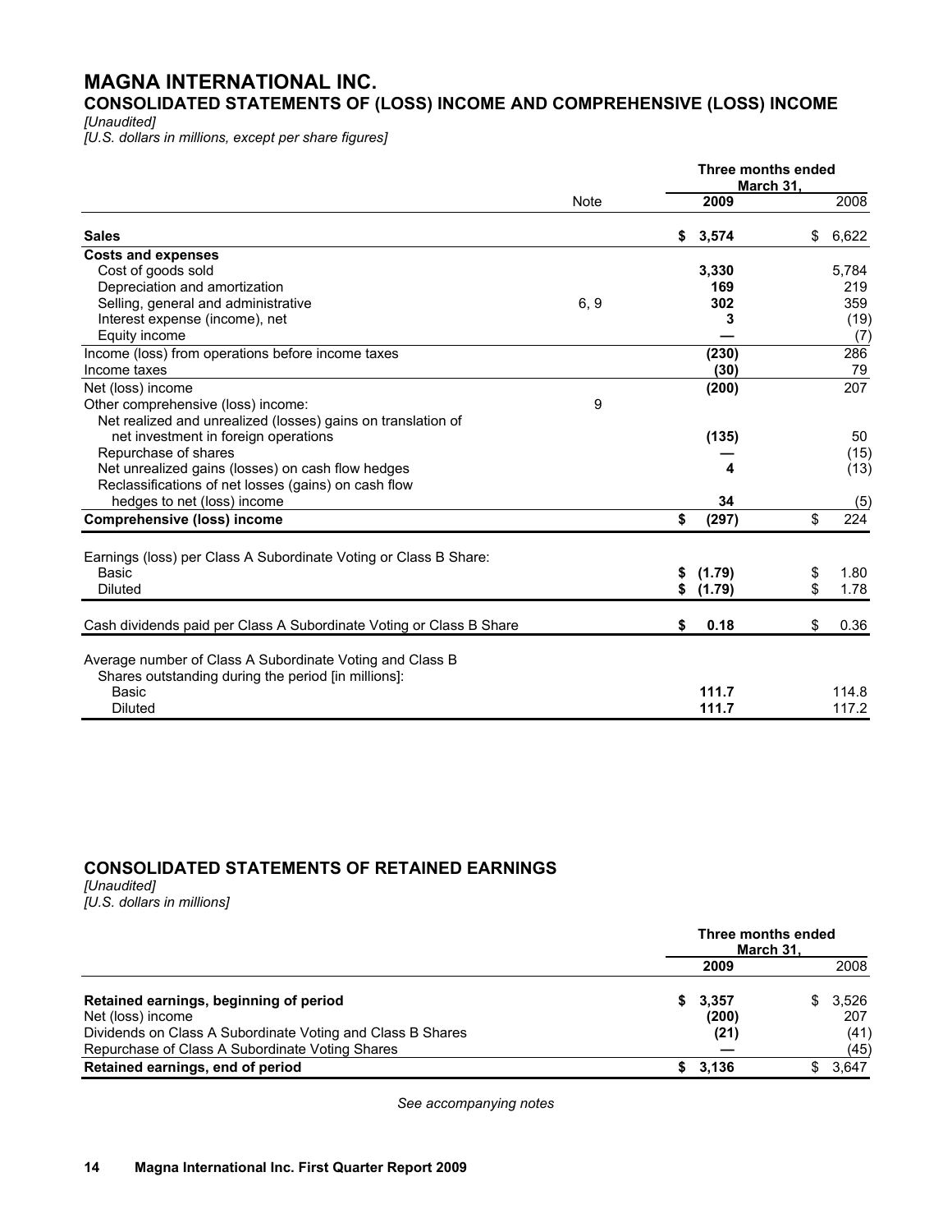# MAGNA INTERNATIONAL INC.

## CONSOLIDATED STATEMENTS OF (LOSS) INCOME AND COMPREHENSIVE (LOSS) INCOME

*[Unaudited]*
*[U.S. dollars in millions, except per share figures]*

| | Note | Three months ended March 31, | |
|---|---|---|---|
| | | **2009** | 2008 |
| **Sales** | | **$ 3,574** | $ 6,622 |
| **Costs and expenses** | | | |
| Cost of goods sold | | **3,330** | 5,784 |
| Depreciation and amortization | | **169** | 219 |
| Selling, general and administrative | 6, 9 | **302** | 359 |
| Interest expense (income), net | | **3** | (19) |
| Equity income | | **—** | (7) |
| Income (loss) from operations before income taxes | | **(230)** | 286 |
| Income taxes | | **(30)** | 79 |
| Net (loss) income | | **(200)** | 207 |
| Other comprehensive (loss) income: | 9 | | |
| Net realized and unrealized (losses) gains on translation of net investment in foreign operations | | **(135)** | 50 |
| Repurchase of shares | | **—** | (15) |
| Net unrealized gains (losses) on cash flow hedges | | **4** | (13) |
| Reclassifications of net losses (gains) on cash flow hedges to net (loss) income | | **34** | (5) |
| **Comprehensive (loss) income** | | **$ (297)** | $ 224 |
| | | | |
| Earnings (loss) per Class A Subordinate Voting or Class B Share: | | | |
| Basic | | **$ (1.79)** | $ 1.80 |
| Diluted | | **$ (1.79)** | $ 1.78 |
| | | | |
| Cash dividends paid per Class A Subordinate Voting or Class B Share | | **$ 0.18** | $ 0.36 |
| | | | |
| Average number of Class A Subordinate Voting and Class B Shares outstanding during the period [in millions]: | | | |
| Basic | | **111.7** | 114.8 |
| Diluted | | **111.7** | 117.2 |

## CONSOLIDATED STATEMENTS OF RETAINED EARNINGS

*[Unaudited]*
*[U.S. dollars in millions]*

| | Three months ended March 31, | |
|---|---|---|
| | **2009** | 2008 |
| **Retained earnings, beginning of period** | **$ 3,357** | $ 3,526 |
| Net (loss) income | **(200)** | 207 |
| Dividends on Class A Subordinate Voting and Class B Shares | **(21)** | (41) |
| Repurchase of Class A Subordinate Voting Shares | **—** | (45) |
| **Retained earnings, end of period** | **$ 3,136** | $ 3,647 |

*See accompanying notes*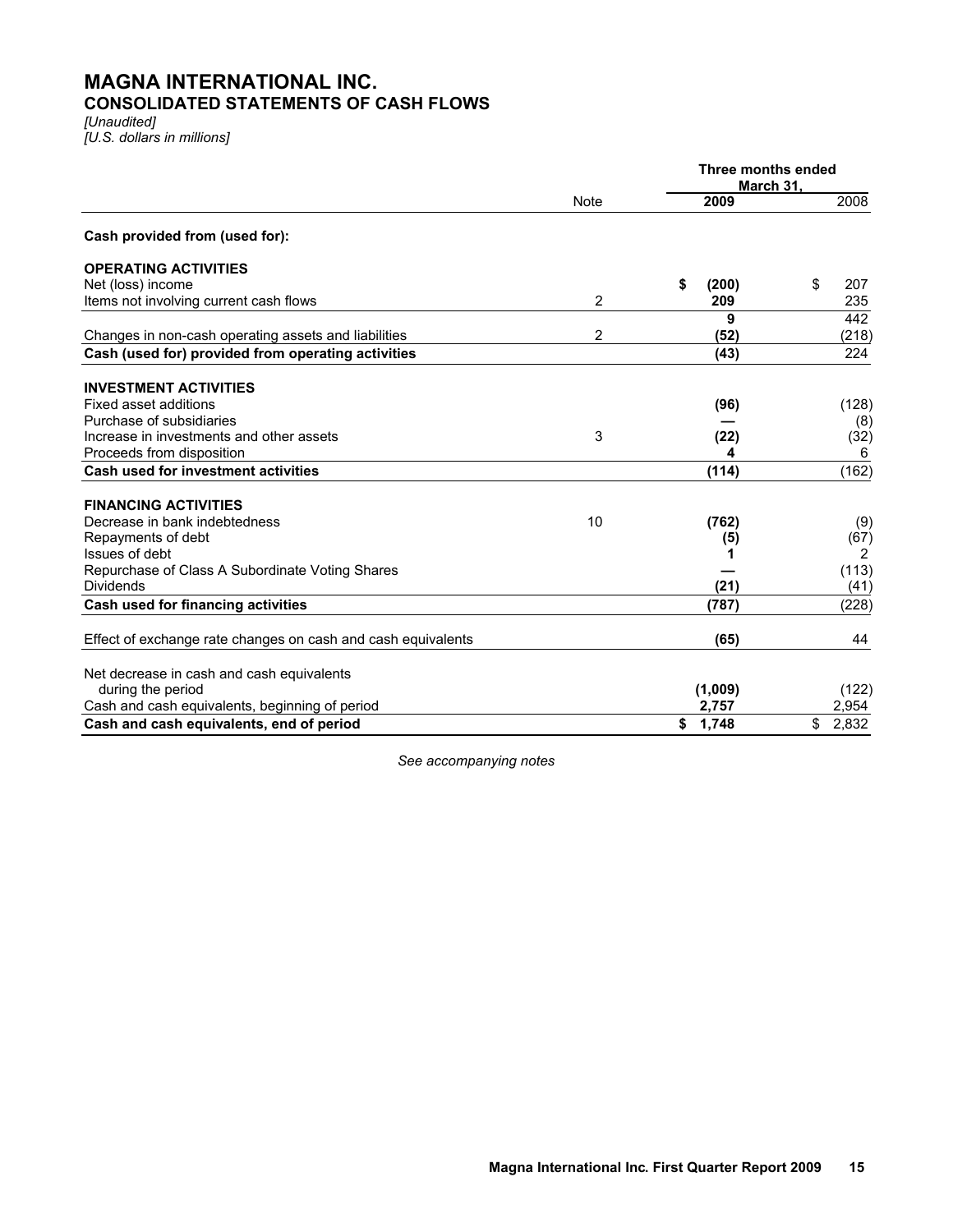# MAGNA INTERNATIONAL INC.

## CONSOLIDATED STATEMENTS OF CASH FLOWS

*[Unaudited]*
*[U.S. dollars in millions]*

| | Note | Three months ended March 31, 2009 | 2008 |
|---|---|---|---|
| **Cash provided from (used for):** | | | |
| **OPERATING ACTIVITIES** | | | |
| Net (loss) income | | **$ (200)** | $ 207 |
| Items not involving current cash flows | 2 | **209** | 235 |
| | | **9** | 442 |
| Changes in non-cash operating assets and liabilities | 2 | **(52)** | (218) |
| **Cash (used for) provided from operating activities** | | **(43)** | 224 |
| **INVESTMENT ACTIVITIES** | | | |
| Fixed asset additions | | **(96)** | (128) |
| Purchase of subsidiaries | | **—** | (8) |
| Increase in investments and other assets | 3 | **(22)** | (32) |
| Proceeds from disposition | | **4** | 6 |
| **Cash used for investment activities** | | **(114)** | (162) |
| **FINANCING ACTIVITIES** | | | |
| Decrease in bank indebtedness | 10 | **(762)** | (9) |
| Repayments of debt | | **(5)** | (67) |
| Issues of debt | | **1** | 2 |
| Repurchase of Class A Subordinate Voting Shares | | **—** | (113) |
| Dividends | | **(21)** | (41) |
| **Cash used for financing activities** | | **(787)** | (228) |
| Effect of exchange rate changes on cash and cash equivalents | | **(65)** | 44 |
| Net decrease in cash and cash equivalents during the period | | **(1,009)** | (122) |
| Cash and cash equivalents, beginning of period | | **2,757** | 2,954 |
| **Cash and cash equivalents, end of period** | | **$ 1,748** | $ 2,832 |

*See accompanying notes*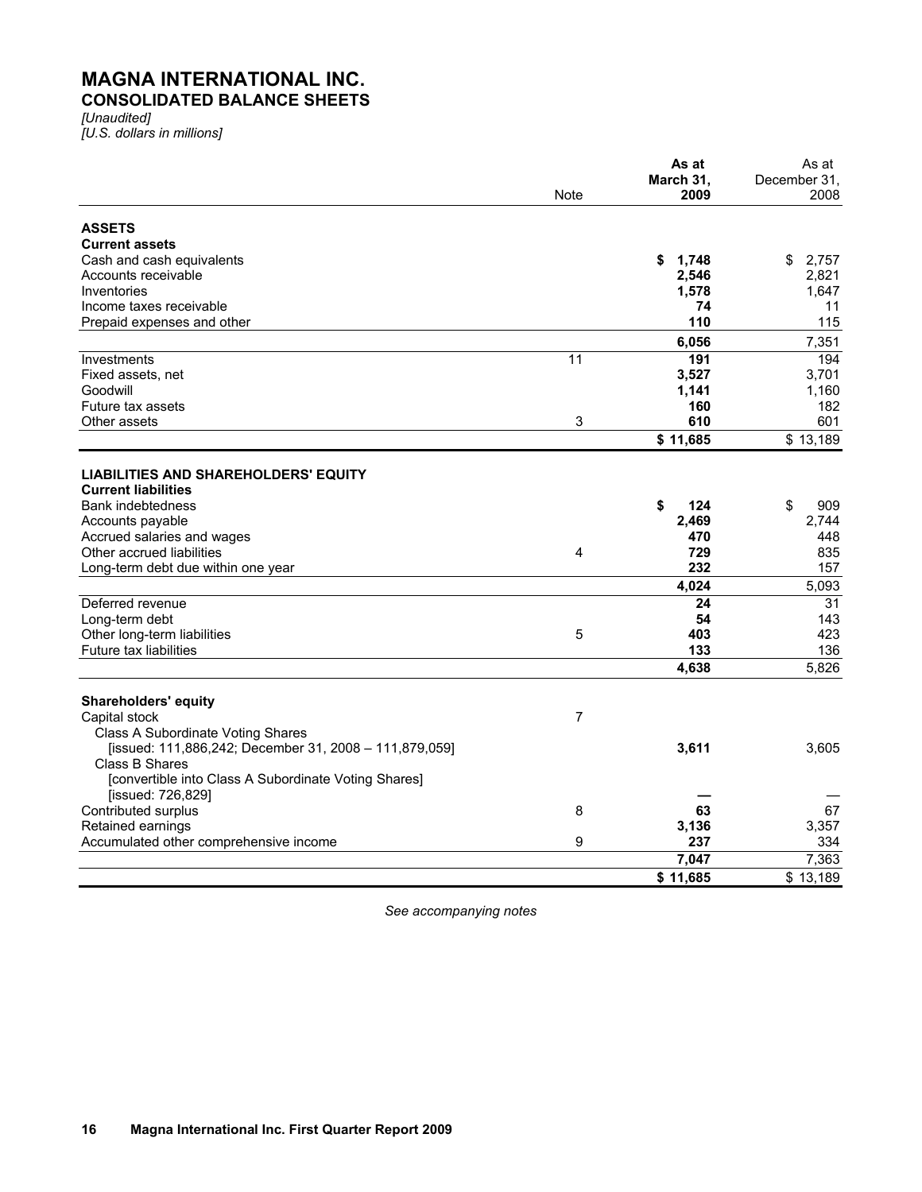# MAGNA INTERNATIONAL INC.

## CONSOLIDATED BALANCE SHEETS

*[Unaudited]*
*[U.S. dollars in millions]*

| | Note | As at March 31, 2009 | As at December 31, 2008 |
|---|---|---|---|
| **ASSETS** | | | |
| **Current assets** | | | |
| Cash and cash equivalents | | **$ 1,748** | $ 2,757 |
| Accounts receivable | | **2,546** | 2,821 |
| Inventories | | **1,578** | 1,647 |
| Income taxes receivable | | **74** | 11 |
| Prepaid expenses and other | | **110** | 115 |
| | | **6,056** | 7,351 |
| Investments | 11 | **191** | 194 |
| Fixed assets, net | | **3,527** | 3,701 |
| Goodwill | | **1,141** | 1,160 |
| Future tax assets | | **160** | 182 |
| Other assets | 3 | **610** | 601 |
| | | **$ 11,685** | $ 13,189 |
| **LIABILITIES AND SHAREHOLDERS' EQUITY** | | | |
| **Current liabilities** | | | |
| Bank indebtedness | | **$ 124** | $ 909 |
| Accounts payable | | **2,469** | 2,744 |
| Accrued salaries and wages | | **470** | 448 |
| Other accrued liabilities | 4 | **729** | 835 |
| Long-term debt due within one year | | **232** | 157 |
| | | **4,024** | 5,093 |
| Deferred revenue | | **24** | 31 |
| Long-term debt | | **54** | 143 |
| Other long-term liabilities | 5 | **403** | 423 |
| Future tax liabilities | | **133** | 136 |
| | | **4,638** | 5,826 |
| **Shareholders' equity** | | | |
| Capital stock | 7 | | |
| Class A Subordinate Voting Shares [issued: 111,886,242; December 31, 2008 – 111,879,059] | | **3,611** | 3,605 |
| Class B Shares [convertible into Class A Subordinate Voting Shares] [issued: 726,829] | | **—** | — |
| Contributed surplus | 8 | **63** | 67 |
| Retained earnings | | **3,136** | 3,357 |
| Accumulated other comprehensive income | 9 | **237** | 334 |
| | | **7,047** | 7,363 |
| | | **$ 11,685** | $ 13,189 |

*See accompanying notes*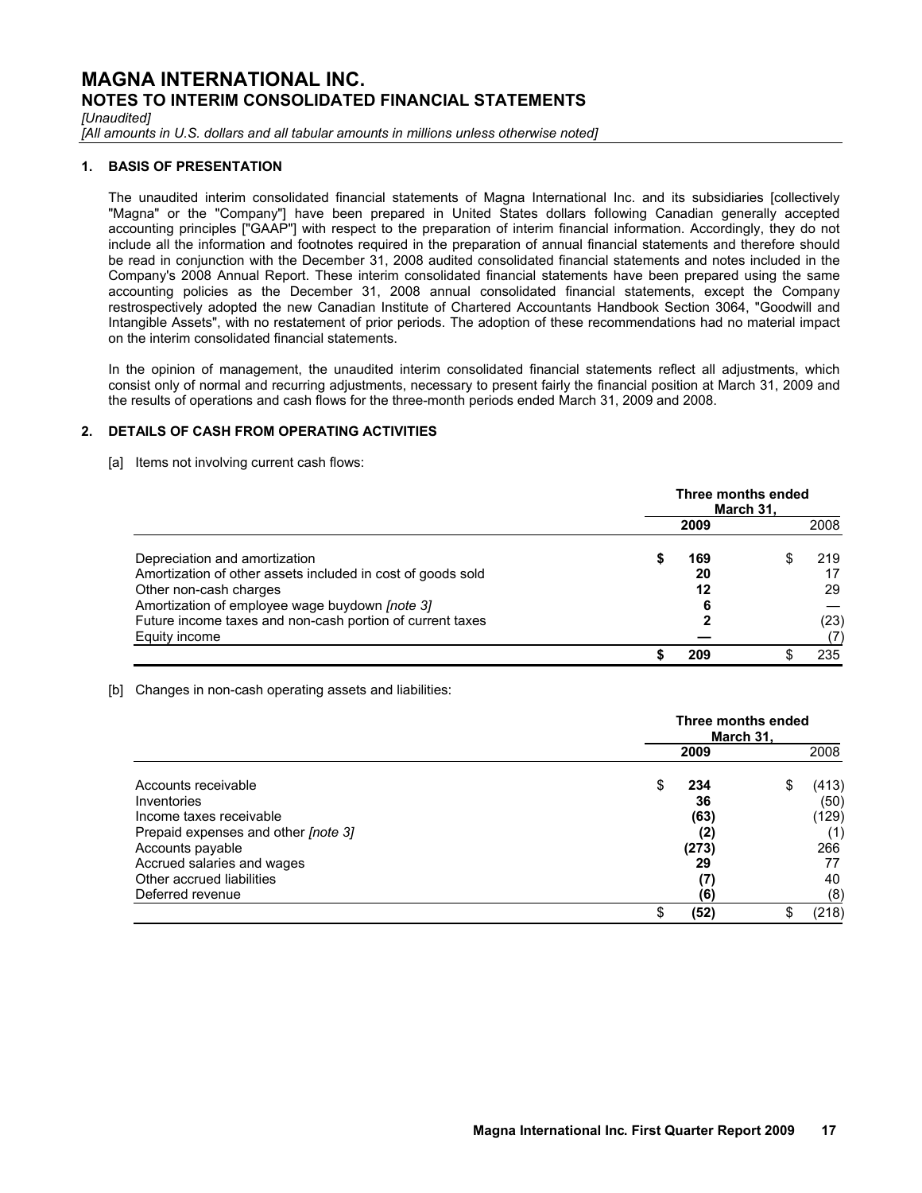# MAGNA INTERNATIONAL INC.
## NOTES TO INTERIM CONSOLIDATED FINANCIAL STATEMENTS

*[Unaudited]*

*[All amounts in U.S. dollars and all tabular amounts in millions unless otherwise noted]*

### 1. BASIS OF PRESENTATION

The unaudited interim consolidated financial statements of Magna International Inc. and its subsidiaries [collectively "Magna" or the "Company"] have been prepared in United States dollars following Canadian generally accepted accounting principles ["GAAP"] with respect to the preparation of interim financial information. Accordingly, they do not include all the information and footnotes required in the preparation of annual financial statements and therefore should be read in conjunction with the December 31, 2008 audited consolidated financial statements and notes included in the Company's 2008 Annual Report. These interim consolidated financial statements have been prepared using the same accounting policies as the December 31, 2008 annual consolidated financial statements, except the Company restrospectively adopted the new Canadian Institute of Chartered Accountants Handbook Section 3064, "Goodwill and Intangible Assets", with no restatement of prior periods. The adoption of these recommendations had no material impact on the interim consolidated financial statements.

In the opinion of management, the unaudited interim consolidated financial statements reflect all adjustments, which consist only of normal and recurring adjustments, necessary to present fairly the financial position at March 31, 2009 and the results of operations and cash flows for the three-month periods ended March 31, 2009 and 2008.

### 2. DETAILS OF CASH FROM OPERATING ACTIVITIES

[a] Items not involving current cash flows:

| | Three months ended March 31, | |
|---|---|---|
| | **2009** | 2008 |
| Depreciation and amortization | **$ 169** | $ 219 |
| Amortization of other assets included in cost of goods sold | **20** | 17 |
| Other non-cash charges | **12** | 29 |
| Amortization of employee wage buydown *[note 3]* | **6** | — |
| Future income taxes and non-cash portion of current taxes | **2** | (23) |
| Equity income | **—** | (7) |
| | **$ 209** | $ 235 |

[b] Changes in non-cash operating assets and liabilities:

| | Three months ended March 31, | |
|---|---|---|
| | **2009** | 2008 |
| Accounts receivable | $ **234** | $ (413) |
| Inventories | **36** | (50) |
| Income taxes receivable | **(63)** | (129) |
| Prepaid expenses and other *[note 3]* | **(2)** | (1) |
| Accounts payable | **(273)** | 266 |
| Accrued salaries and wages | **29** | 77 |
| Other accrued liabilities | **(7)** | 40 |
| Deferred revenue | **(6)** | (8) |
| | $ **(52)** | $ (218) |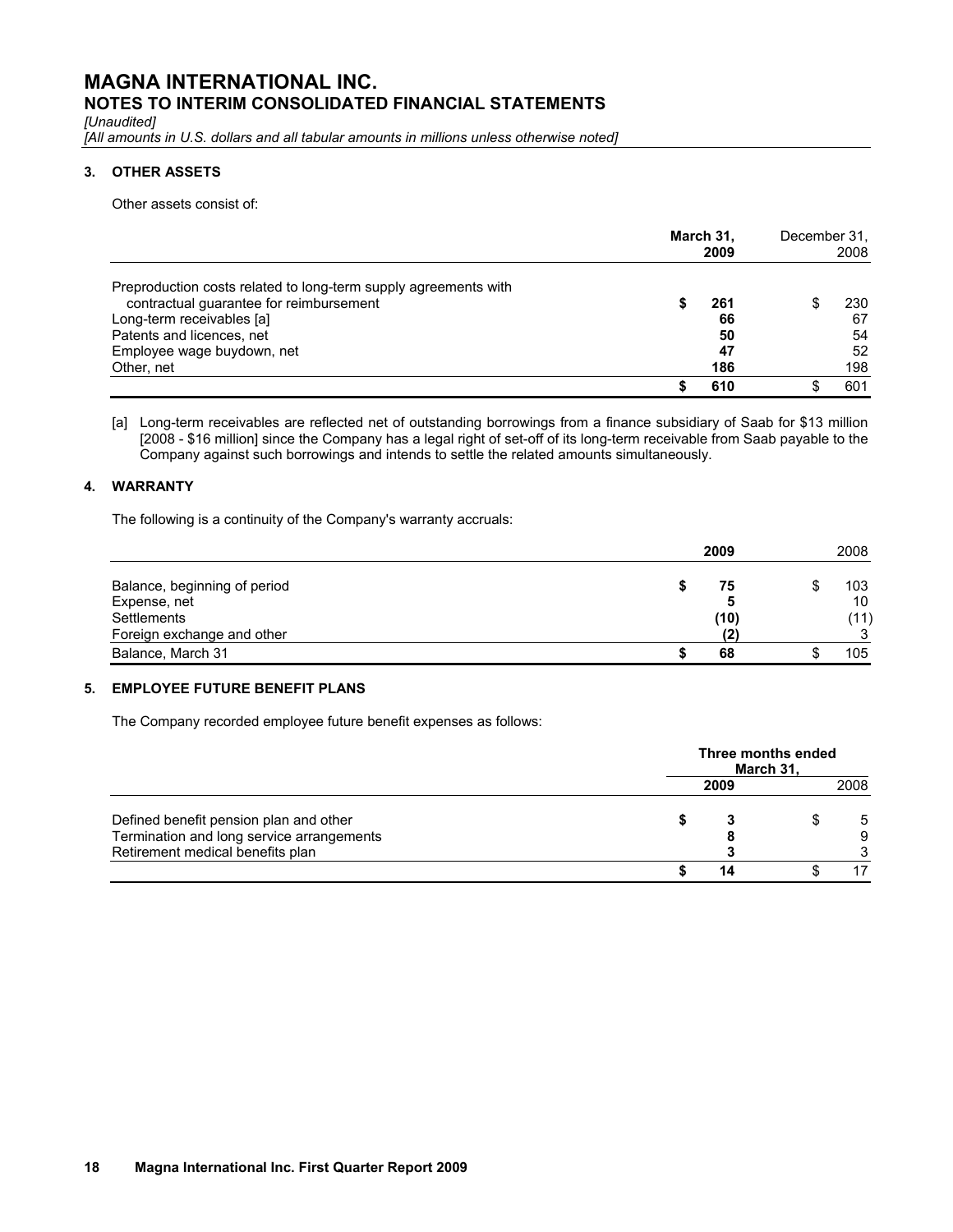# MAGNA INTERNATIONAL INC.
## NOTES TO INTERIM CONSOLIDATED FINANCIAL STATEMENTS

*[Unaudited]*
*[All amounts in U.S. dollars and all tabular amounts in millions unless otherwise noted]*

### 3. OTHER ASSETS

Other assets consist of:

| | March 31, 2009 | December 31, 2008 |
|---|---|---|
| Preproduction costs related to long-term supply agreements with contractual guarantee for reimbursement | **$ 261** | $ 230 |
| Long-term receivables [a] | **66** | 67 |
| Patents and licences, net | **50** | 54 |
| Employee wage buydown, net | **47** | 52 |
| Other, net | **186** | 198 |
| | **$ 610** | $ 601 |

[a] Long-term receivables are reflected net of outstanding borrowings from a finance subsidiary of Saab for $13 million [2008 - $16 million] since the Company has a legal right of set-off of its long-term receivable from Saab payable to the Company against such borrowings and intends to settle the related amounts simultaneously.

### 4. WARRANTY

The following is a continuity of the Company's warranty accruals:

| | 2009 | 2008 |
|---|---|---|
| Balance, beginning of period | **$ 75** | $ 103 |
| Expense, net | **5** | 10 |
| Settlements | **(10)** | (11) |
| Foreign exchange and other | **(2)** | 3 |
| Balance, March 31 | **$ 68** | $ 105 |

### 5. EMPLOYEE FUTURE BENEFIT PLANS

The Company recorded employee future benefit expenses as follows:

| | Three months ended March 31, | |
|---|---|---|
| | 2009 | 2008 |
| Defined benefit pension plan and other | **$ 3** | $ 5 |
| Termination and long service arrangements | **8** | 9 |
| Retirement medical benefits plan | **3** | 3 |
| | **$ 14** | $ 17 |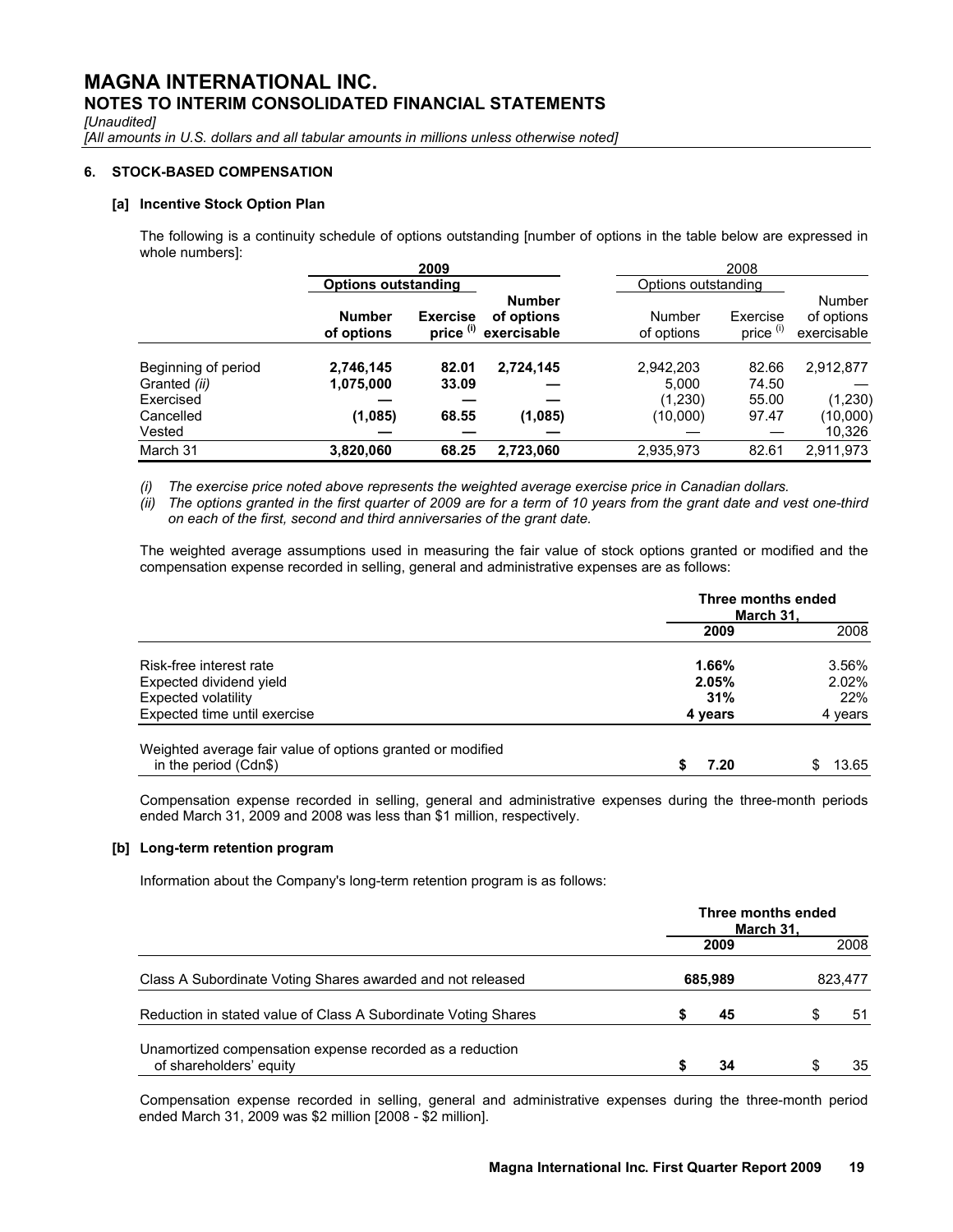# MAGNA INTERNATIONAL INC.
## NOTES TO INTERIM CONSOLIDATED FINANCIAL STATEMENTS

*[Unaudited]*
*[All amounts in U.S. dollars and all tabular amounts in millions unless otherwise noted]*

### 6. STOCK-BASED COMPENSATION

#### [a] Incentive Stock Option Plan

The following is a continuity schedule of options outstanding [number of options in the table below are expressed in whole numbers]:

| | **2009** | | | 2008 | | |
|---|---|---|---|---|---|---|
| | **Options outstanding** | | | Options outstanding | | |
| | **Number of options** | **Exercise price (i)** | **Number of options exercisable** | Number of options | Exercise price (i) | Number of options exercisable |
| Beginning of period | **2,746,145** | **82.01** | **2,724,145** | 2,942,203 | 82.66 | 2,912,877 |
| Granted *(ii)* | **1,075,000** | **33.09** | **—** | 5,000 | 74.50 | — |
| Exercised | **—** | **—** | **—** | (1,230) | 55.00 | (1,230) |
| Cancelled | **(1,085)** | **68.55** | **(1,085)** | (10,000) | 97.47 | (10,000) |
| Vested | **—** | **—** | **—** | — | — | 10,326 |
| March 31 | **3,820,060** | **68.25** | **2,723,060** | 2,935,973 | 82.61 | 2,911,973 |

*(i) The exercise price noted above represents the weighted average exercise price in Canadian dollars.*
*(ii) The options granted in the first quarter of 2009 are for a term of 10 years from the grant date and vest one-third on each of the first, second and third anniversaries of the grant date.*

The weighted average assumptions used in measuring the fair value of stock options granted or modified and the compensation expense recorded in selling, general and administrative expenses are as follows:

| | **Three months ended March 31,** | |
|---|---|---|
| | **2009** | 2008 |
| Risk-free interest rate | **1.66%** | 3.56% |
| Expected dividend yield | **2.05%** | 2.02% |
| Expected volatility | **31%** | 22% |
| Expected time until exercise | **4 years** | 4 years |
| Weighted average fair value of options granted or modified in the period (Cdn$) | **$ 7.20** | $ 13.65 |

Compensation expense recorded in selling, general and administrative expenses during the three-month periods ended March 31, 2009 and 2008 was less than $1 million, respectively.

#### [b] Long-term retention program

Information about the Company's long-term retention program is as follows:

| | **Three months ended March 31,** | |
|---|---|---|
| | **2009** | 2008 |
| Class A Subordinate Voting Shares awarded and not released | **685,989** | 823,477 |
| Reduction in stated value of Class A Subordinate Voting Shares | **$ 45** | $ 51 |
| Unamortized compensation expense recorded as a reduction of shareholders' equity | **$ 34** | $ 35 |

Compensation expense recorded in selling, general and administrative expenses during the three-month period ended March 31, 2009 was $2 million [2008 - $2 million].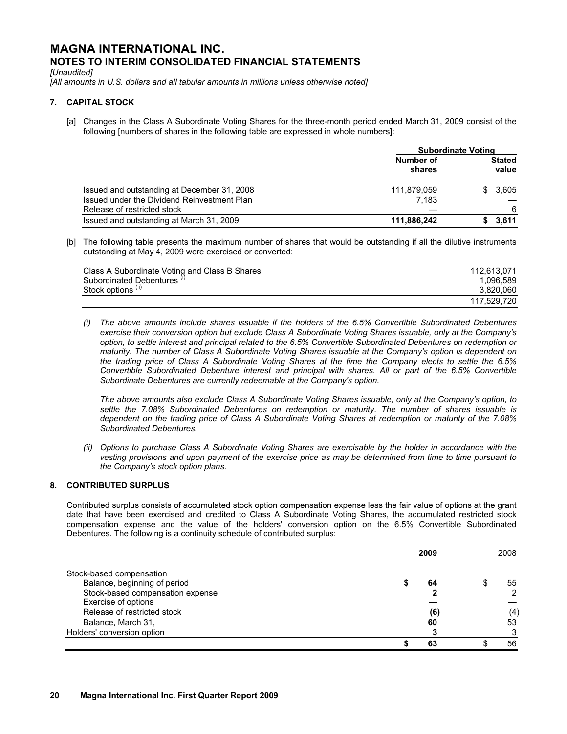# MAGNA INTERNATIONAL INC.
## NOTES TO INTERIM CONSOLIDATED FINANCIAL STATEMENTS

*[Unaudited]*

*[All amounts in U.S. dollars and all tabular amounts in millions unless otherwise noted]*

### 7. CAPITAL STOCK

[a] Changes in the Class A Subordinate Voting Shares for the three-month period ended March 31, 2009 consist of the following [numbers of shares in the following table are expressed in whole numbers]:

| | Subordinate Voting | |
|---|---|---|
| | Number of shares | Stated value |
| Issued and outstanding at December 31, 2008 | 111,879,059 | $ 3,605 |
| Issued under the Dividend Reinvestment Plan | 7,183 | — |
| Release of restricted stock | — | 6 |
| Issued and outstanding at March 31, 2009 | **111,886,242** | **$ 3,611** |

[b] The following table presents the maximum number of shares that would be outstanding if all the dilutive instruments outstanding at May 4, 2009 were exercised or converted:

| | |
|---|---|
| Class A Subordinate Voting and Class B Shares | 112,613,071 |
| Subordinated Debentures [(i)] | 1,096,589 |
| Stock options [(ii)] | 3,820,060 |
| | 117,529,720 |

*(i) The above amounts include shares issuable if the holders of the 6.5% Convertible Subordinated Debentures exercise their conversion option but exclude Class A Subordinate Voting Shares issuable, only at the Company's option, to settle interest and principal related to the 6.5% Convertible Subordinated Debentures on redemption or maturity. The number of Class A Subordinate Voting Shares issuable at the Company's option is dependent on the trading price of Class A Subordinate Voting Shares at the time the Company elects to settle the 6.5% Convertible Subordinated Debenture interest and principal with shares. All or part of the 6.5% Convertible Subordinate Debentures are currently redeemable at the Company's option.*

*The above amounts also exclude Class A Subordinate Voting Shares issuable, only at the Company's option, to settle the 7.08% Subordinated Debentures on redemption or maturity. The number of shares issuable is dependent on the trading price of Class A Subordinate Voting Shares at redemption or maturity of the 7.08% Subordinated Debentures.*

*(ii) Options to purchase Class A Subordinate Voting Shares are exercisable by the holder in accordance with the vesting provisions and upon payment of the exercise price as may be determined from time to time pursuant to the Company's stock option plans.*

### 8. CONTRIBUTED SURPLUS

Contributed surplus consists of accumulated stock option compensation expense less the fair value of options at the grant date that have been exercised and credited to Class A Subordinate Voting Shares, the accumulated restricted stock compensation expense and the value of the holders' conversion option on the 6.5% Convertible Subordinated Debentures. The following is a continuity schedule of contributed surplus:

| | **2009** | 2008 |
|---|---|---|
| Stock-based compensation | | |
| Balance, beginning of period | **$ 64** | $ 55 |
| Stock-based compensation expense | **2** | 2 |
| Exercise of options | **—** | — |
| Release of restricted stock | **(6)** | (4) |
| Balance, March 31, | **60** | 53 |
| Holders' conversion option | **3** | 3 |
| | **$ 63** | $ 56 |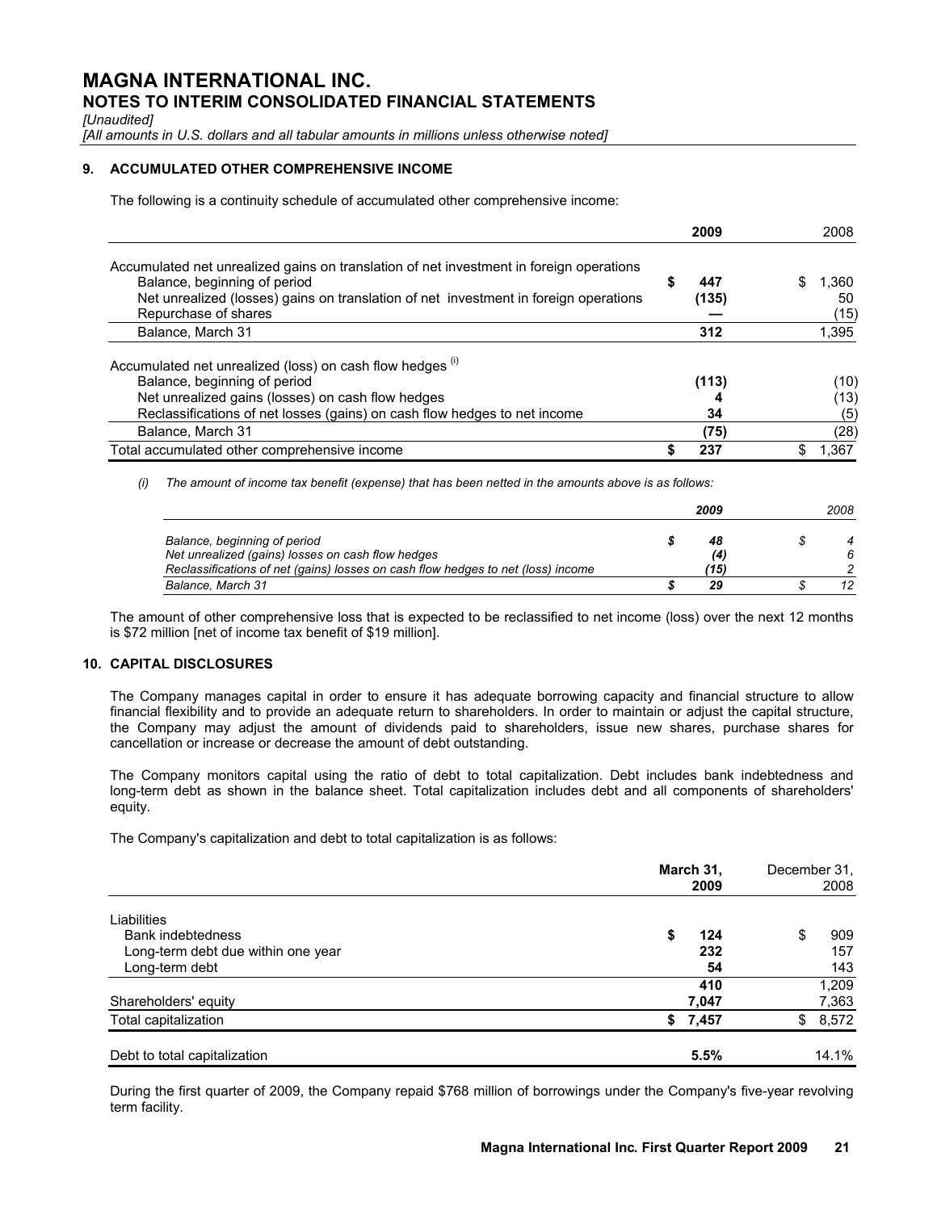# MAGNA INTERNATIONAL INC.
## NOTES TO INTERIM CONSOLIDATED FINANCIAL STATEMENTS

*[Unaudited]*

*[All amounts in U.S. dollars and all tabular amounts in millions unless otherwise noted]*

### 9. ACCUMULATED OTHER COMPREHENSIVE INCOME

The following is a continuity schedule of accumulated other comprehensive income:

| | **2009** | 2008 |
|---|---|---|
| Accumulated net unrealized gains on translation of net investment in foreign operations | | |
| Balance, beginning of period | **$ 447** | $ 1,360 |
| Net unrealized (losses) gains on translation of net investment in foreign operations | **(135)** | 50 |
| Repurchase of shares | **—** | (15) |
| Balance, March 31 | **312** | 1,395 |
| Accumulated net unrealized (loss) on cash flow hedges [(i)] | | |
| Balance, beginning of period | **(113)** | (10) |
| Net unrealized gains (losses) on cash flow hedges | **4** | (13) |
| Reclassifications of net losses (gains) on cash flow hedges to net income | **34** | (5) |
| Balance, March 31 | **(75)** | (28) |
| Total accumulated other comprehensive income | **$ 237** | $ 1,367 |

*(i) The amount of income tax benefit (expense) that has been netted in the amounts above is as follows:*

| | *2009* | *2008* |
|---|---|---|
| *Balance, beginning of period* | *$ 48* | *$ 4* |
| *Net unrealized (gains) losses on cash flow hedges* | *(4)* | *6* |
| *Reclassifications of net (gains) losses on cash flow hedges to net (loss) income* | *(15)* | *2* |
| *Balance, March 31* | *$ 29* | *$ 12* |

The amount of other comprehensive loss that is expected to be reclassified to net income (loss) over the next 12 months is $72 million [net of income tax benefit of $19 million].

### 10. CAPITAL DISCLOSURES

The Company manages capital in order to ensure it has adequate borrowing capacity and financial structure to allow financial flexibility and to provide an adequate return to shareholders. In order to maintain or adjust the capital structure, the Company may adjust the amount of dividends paid to shareholders, issue new shares, purchase shares for cancellation or increase or decrease the amount of debt outstanding.

The Company monitors capital using the ratio of debt to total capitalization. Debt includes bank indebtedness and long-term debt as shown in the balance sheet. Total capitalization includes debt and all components of shareholders' equity.

The Company's capitalization and debt to total capitalization is as follows:

| | **March 31, 2009** | December 31, 2008 |
|---|---|---|
| Liabilities | | |
| Bank indebtedness | **$ 124** | $ 909 |
| Long-term debt due within one year | **232** | 157 |
| Long-term debt | **54** | 143 |
| | **410** | 1,209 |
| Shareholders' equity | **7,047** | 7,363 |
| Total capitalization | **$ 7,457** | $ 8,572 |
| Debt to total capitalization | **5.5%** | 14.1% |

During the first quarter of 2009, the Company repaid $768 million of borrowings under the Company's five-year revolving term facility.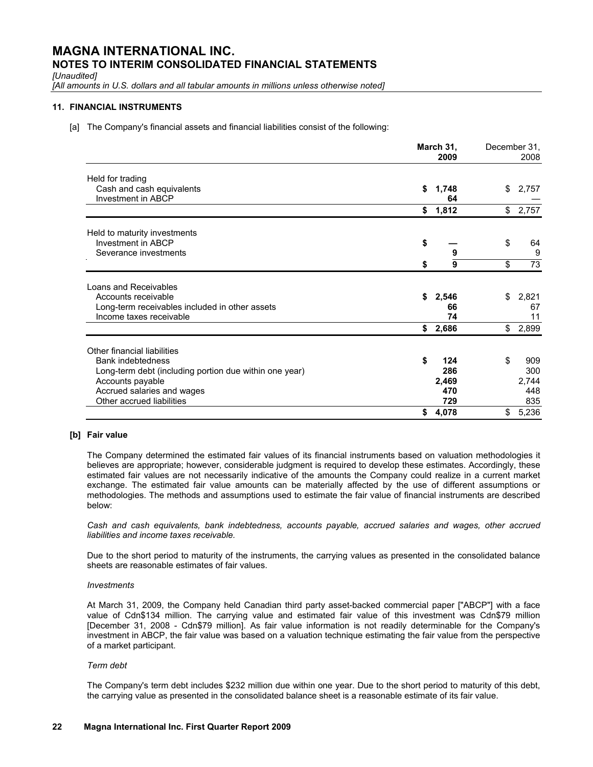# MAGNA INTERNATIONAL INC.
## NOTES TO INTERIM CONSOLIDATED FINANCIAL STATEMENTS

*[Unaudited]*
*[All amounts in U.S. dollars and all tabular amounts in millions unless otherwise noted]*

### 11. FINANCIAL INSTRUMENTS

[a] The Company's financial assets and financial liabilities consist of the following:

| | March 31, 2009 | December 31, 2008 |
|---|---|---|
| **Held for trading** | | |
| Cash and cash equivalents | **$ 1,748** | $ 2,757 |
| Investment in ABCP | **64** | — |
| | **$ 1,812** | $ 2,757 |
| **Held to maturity investments** | | |
| Investment in ABCP | **$ —** | $ 64 |
| Severance investments | **9** | 9 |
| | **$ 9** | $ 73 |
| **Loans and Receivables** | | |
| Accounts receivable | **$ 2,546** | $ 2,821 |
| Long-term receivables included in other assets | **66** | 67 |
| Income taxes receivable | **74** | 11 |
| | **$ 2,686** | $ 2,899 |
| **Other financial liabilities** | | |
| Bank indebtedness | **$ 124** | $ 909 |
| Long-term debt (including portion due within one year) | **286** | 300 |
| Accounts payable | **2,469** | 2,744 |
| Accrued salaries and wages | **470** | 448 |
| Other accrued liabilities | **729** | 835 |
| | **$ 4,078** | $ 5,236 |

**[b] Fair value**

The Company determined the estimated fair values of its financial instruments based on valuation methodologies it believes are appropriate; however, considerable judgment is required to develop these estimates. Accordingly, these estimated fair values are not necessarily indicative of the amounts the Company could realize in a current market exchange. The estimated fair value amounts can be materially affected by the use of different assumptions or methodologies. The methods and assumptions used to estimate the fair value of financial instruments are described below:

*Cash and cash equivalents, bank indebtedness, accounts payable, accrued salaries and wages, other accrued liabilities and income taxes receivable.*

Due to the short period to maturity of the instruments, the carrying values as presented in the consolidated balance sheets are reasonable estimates of fair values.

*Investments*

At March 31, 2009, the Company held Canadian third party asset-backed commercial paper ["ABCP"] with a face value of Cdn$134 million. The carrying value and estimated fair value of this investment was Cdn$79 million [December 31, 2008 - Cdn$79 million]. As fair value information is not readily determinable for the Company's investment in ABCP, the fair value was based on a valuation technique estimating the fair value from the perspective of a market participant.

*Term debt*

The Company's term debt includes $232 million due within one year. Due to the short period to maturity of this debt, the carrying value as presented in the consolidated balance sheet is a reasonable estimate of its fair value.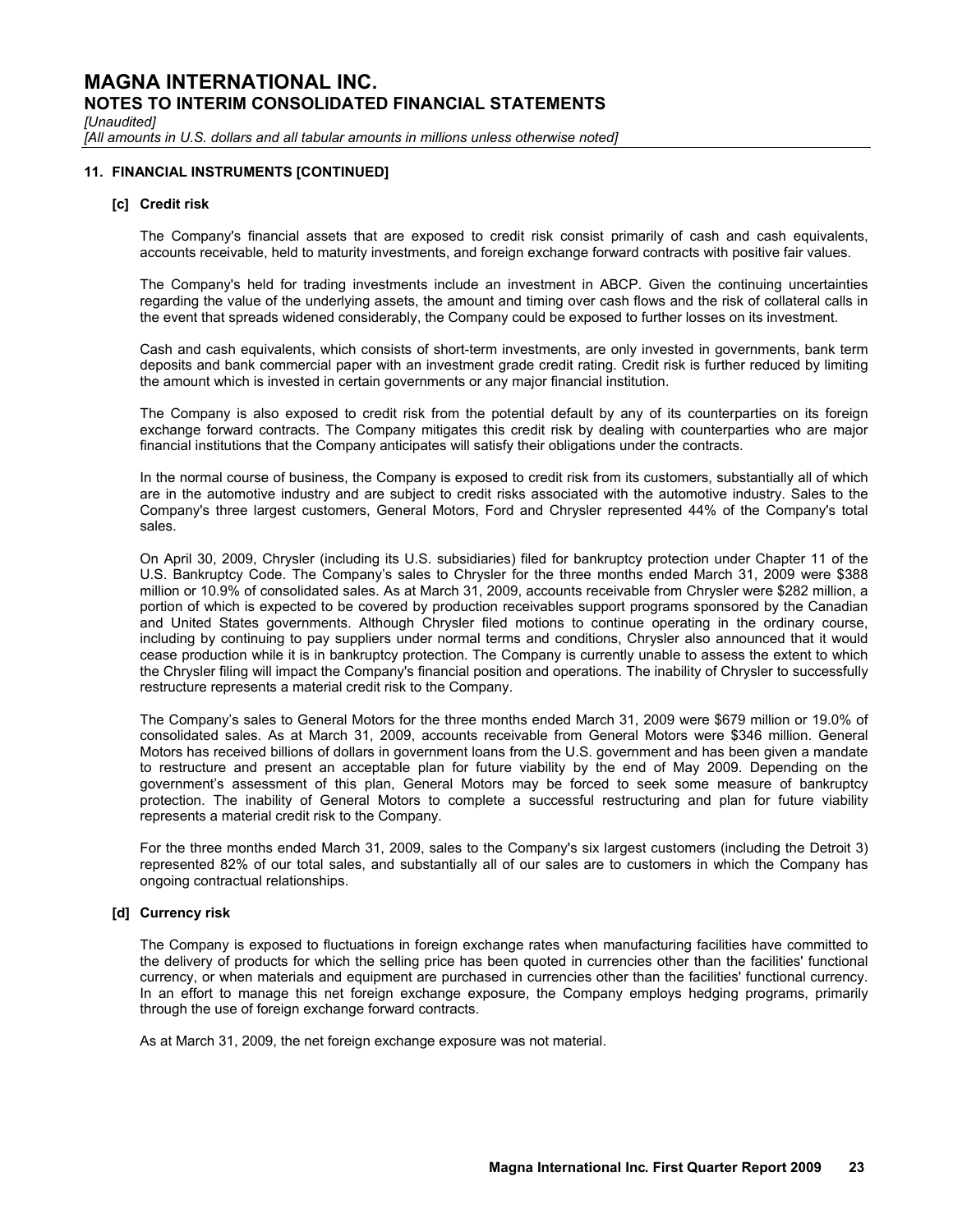## 11. FINANCIAL INSTRUMENTS [CONTINUED]

### [c] Credit risk

The Company's financial assets that are exposed to credit risk consist primarily of cash and cash equivalents, accounts receivable, held to maturity investments, and foreign exchange forward contracts with positive fair values.

The Company's held for trading investments include an investment in ABCP. Given the continuing uncertainties regarding the value of the underlying assets, the amount and timing over cash flows and the risk of collateral calls in the event that spreads widened considerably, the Company could be exposed to further losses on its investment.

Cash and cash equivalents, which consists of short-term investments, are only invested in governments, bank term deposits and bank commercial paper with an investment grade credit rating. Credit risk is further reduced by limiting the amount which is invested in certain governments or any major financial institution.

The Company is also exposed to credit risk from the potential default by any of its counterparties on its foreign exchange forward contracts. The Company mitigates this credit risk by dealing with counterparties who are major financial institutions that the Company anticipates will satisfy their obligations under the contracts.

In the normal course of business, the Company is exposed to credit risk from its customers, substantially all of which are in the automotive industry and are subject to credit risks associated with the automotive industry. Sales to the Company's three largest customers, General Motors, Ford and Chrysler represented 44% of the Company's total sales.

On April 30, 2009, Chrysler (including its U.S. subsidiaries) filed for bankruptcy protection under Chapter 11 of the U.S. Bankruptcy Code. The Company's sales to Chrysler for the three months ended March 31, 2009 were $388 million or 10.9% of consolidated sales. As at March 31, 2009, accounts receivable from Chrysler were $282 million, a portion of which is expected to be covered by production receivables support programs sponsored by the Canadian and United States governments. Although Chrysler filed motions to continue operating in the ordinary course, including by continuing to pay suppliers under normal terms and conditions, Chrysler also announced that it would cease production while it is in bankruptcy protection. The Company is currently unable to assess the extent to which the Chrysler filing will impact the Company's financial position and operations. The inability of Chrysler to successfully restructure represents a material credit risk to the Company.

The Company's sales to General Motors for the three months ended March 31, 2009 were $679 million or 19.0% of consolidated sales. As at March 31, 2009, accounts receivable from General Motors were $346 million. General Motors has received billions of dollars in government loans from the U.S. government and has been given a mandate to restructure and present an acceptable plan for future viability by the end of May 2009. Depending on the government's assessment of this plan, General Motors may be forced to seek some measure of bankruptcy protection. The inability of General Motors to complete a successful restructuring and plan for future viability represents a material credit risk to the Company.

For the three months ended March 31, 2009, sales to the Company's six largest customers (including the Detroit 3) represented 82% of our total sales, and substantially all of our sales are to customers in which the Company has ongoing contractual relationships.

### [d] Currency risk

The Company is exposed to fluctuations in foreign exchange rates when manufacturing facilities have committed to the delivery of products for which the selling price has been quoted in currencies other than the facilities' functional currency, or when materials and equipment are purchased in currencies other than the facilities' functional currency. In an effort to manage this net foreign exchange exposure, the Company employs hedging programs, primarily through the use of foreign exchange forward contracts.

As at March 31, 2009, the net foreign exchange exposure was not material.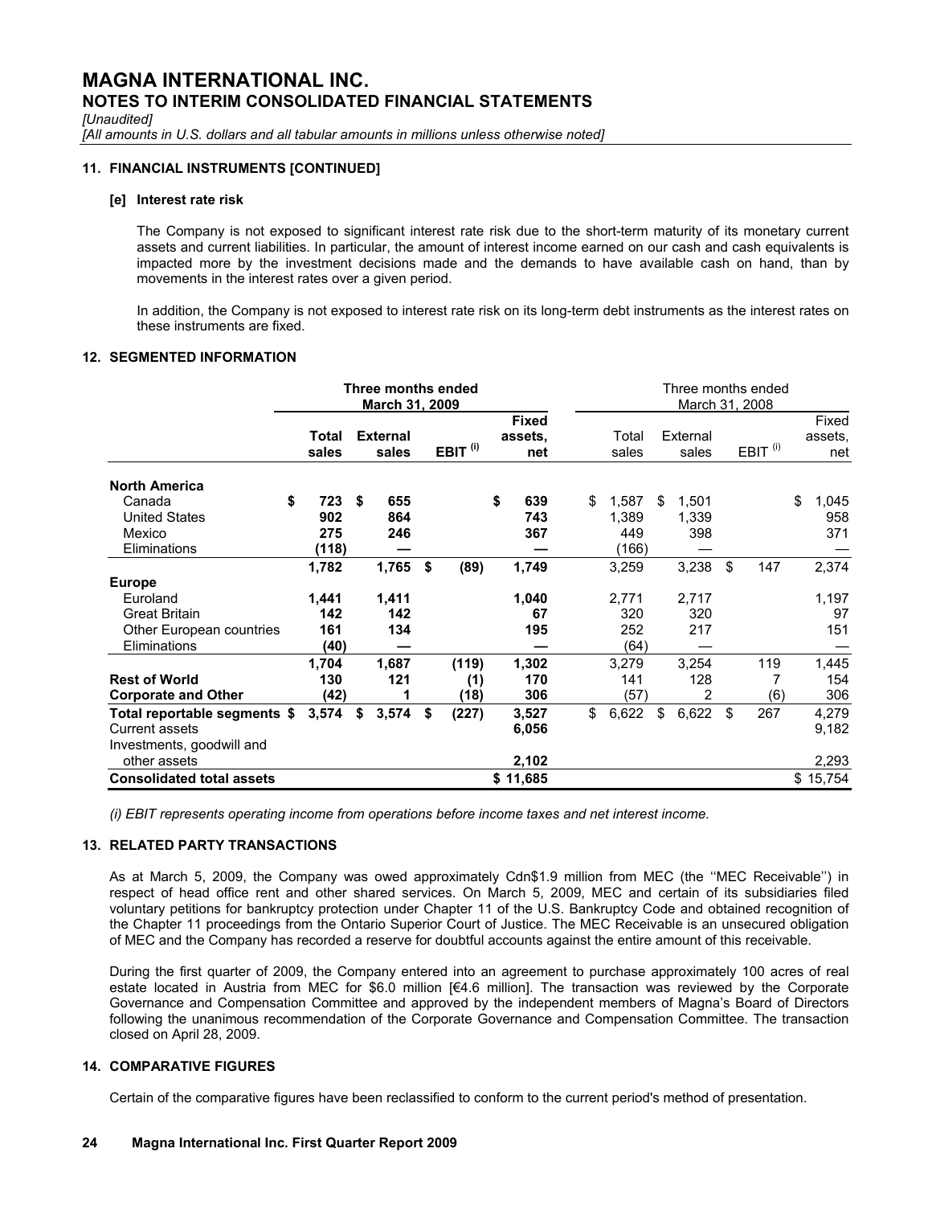# MAGNA INTERNATIONAL INC.
## NOTES TO INTERIM CONSOLIDATED FINANCIAL STATEMENTS

*[Unaudited]*
*[All amounts in U.S. dollars and all tabular amounts in millions unless otherwise noted]*

### 11. FINANCIAL INSTRUMENTS [CONTINUED]

**[e] Interest rate risk**

The Company is not exposed to significant interest rate risk due to the short-term maturity of its monetary current assets and current liabilities. In particular, the amount of interest income earned on our cash and cash equivalents is impacted more by the investment decisions made and the demands to have available cash on hand, than by movements in the interest rates over a given period.

In addition, the Company is not exposed to interest rate risk on its long-term debt instruments as the interest rates on these instruments are fixed.

### 12. SEGMENTED INFORMATION

| | **Three months ended March 31, 2009** | | | | Three months ended March 31, 2008 | | | |
|---|---|---|---|---|---|---|---|---|
| | **Total sales** | **External sales** | **EBIT (i)** | **Fixed assets, net** | Total sales | External sales | EBIT (i) | Fixed assets, net |
| **North America** | | | | | | | | |
| Canada | **$ 723** | **$ 655** | | **$ 639** | $ 1,587 | $ 1,501 | | $ 1,045 |
| United States | **902** | **864** | | **743** | 1,389 | 1,339 | | 958 |
| Mexico | **275** | **246** | | **367** | 449 | 398 | | 371 |
| Eliminations | **(118)** | **—** | | **—** | (166) | — | | — |
| | **1,782** | **1,765** | **$ (89)** | **1,749** | 3,259 | 3,238 | $ 147 | 2,374 |
| **Europe** | | | | | | | | |
| Euroland | **1,441** | **1,411** | | **1,040** | 2,771 | 2,717 | | 1,197 |
| Great Britain | **142** | **142** | | **67** | 320 | 320 | | 97 |
| Other European countries | **161** | **134** | | **195** | 252 | 217 | | 151 |
| Eliminations | **(40)** | **—** | | **—** | (64) | — | | — |
| | **1,704** | **1,687** | **(119)** | **1,302** | 3,279 | 3,254 | 119 | 1,445 |
| **Rest of World** | **130** | **121** | **(1)** | **170** | 141 | 128 | 7 | 154 |
| **Corporate and Other** | **(42)** | **1** | **(18)** | **306** | (57) | 2 | (6) | 306 |
| **Total reportable segments** | **$ 3,574** | **$ 3,574** | **$ (227)** | **3,527** | $ 6,622 | $ 6,622 | $ 267 | 4,279 |
| Current assets | | | | **6,056** | | | | 9,182 |
| Investments, goodwill and other assets | | | | **2,102** | | | | 2,293 |
| **Consolidated total assets** | | | | **$ 11,685** | | | | $ 15,754 |

*(i) EBIT represents operating income from operations before income taxes and net interest income.*

### 13. RELATED PARTY TRANSACTIONS

As at March 5, 2009, the Company was owed approximately Cdn$1.9 million from MEC (the ''MEC Receivable'') in respect of head office rent and other shared services. On March 5, 2009, MEC and certain of its subsidiaries filed voluntary petitions for bankruptcy protection under Chapter 11 of the U.S. Bankruptcy Code and obtained recognition of the Chapter 11 proceedings from the Ontario Superior Court of Justice. The MEC Receivable is an unsecured obligation of MEC and the Company has recorded a reserve for doubtful accounts against the entire amount of this receivable.

During the first quarter of 2009, the Company entered into an agreement to purchase approximately 100 acres of real estate located in Austria from MEC for $6.0 million [€4.6 million]. The transaction was reviewed by the Corporate Governance and Compensation Committee and approved by the independent members of Magna's Board of Directors following the unanimous recommendation of the Corporate Governance and Compensation Committee. The transaction closed on April 28, 2009.

### 14. COMPARATIVE FIGURES

Certain of the comparative figures have been reclassified to conform to the current period's method of presentation.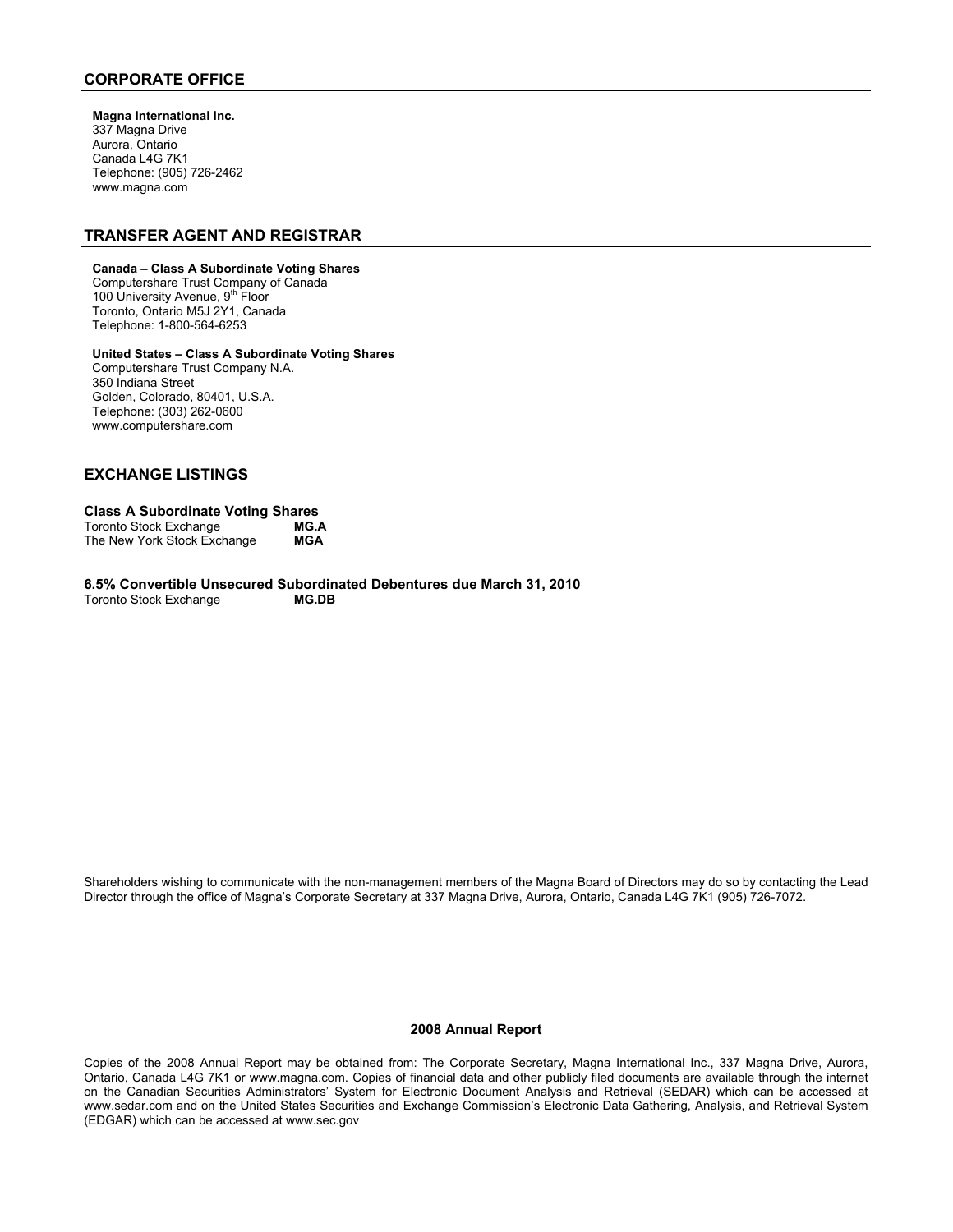## CORPORATE OFFICE

**Magna International Inc.**
337 Magna Drive
Aurora, Ontario
Canada L4G 7K1
Telephone: (905) 726-2462
www.magna.com

## TRANSFER AGENT AND REGISTRAR

**Canada – Class A Subordinate Voting Shares**
Computershare Trust Company of Canada
100 University Avenue, 9th Floor
Toronto, Ontario M5J 2Y1, Canada
Telephone: 1-800-564-6253

**United States – Class A Subordinate Voting Shares**
Computershare Trust Company N.A.
350 Indiana Street
Golden, Colorado, 80401, U.S.A.
Telephone: (303) 262-0600
www.computershare.com

## EXCHANGE LISTINGS

### Class A Subordinate Voting Shares

| | |
|---|---|
| Toronto Stock Exchange | **MG.A** |
| The New York Stock Exchange | **MGA** |

### 6.5% Convertible Unsecured Subordinated Debentures due March 31, 2010

| | |
|---|---|
| Toronto Stock Exchange | **MG.DB** |

Shareholders wishing to communicate with the non-management members of the Magna Board of Directors may do so by contacting the Lead Director through the office of Magna's Corporate Secretary at 337 Magna Drive, Aurora, Ontario, Canada L4G 7K1 (905) 726-7072.

**2008 Annual Report**

Copies of the 2008 Annual Report may be obtained from: The Corporate Secretary, Magna International Inc., 337 Magna Drive, Aurora, Ontario, Canada L4G 7K1 or www.magna.com. Copies of financial data and other publicly filed documents are available through the internet on the Canadian Securities Administrators' System for Electronic Document Analysis and Retrieval (SEDAR) which can be accessed at www.sedar.com and on the United States Securities and Exchange Commission's Electronic Data Gathering, Analysis, and Retrieval System (EDGAR) which can be accessed at www.sec.gov